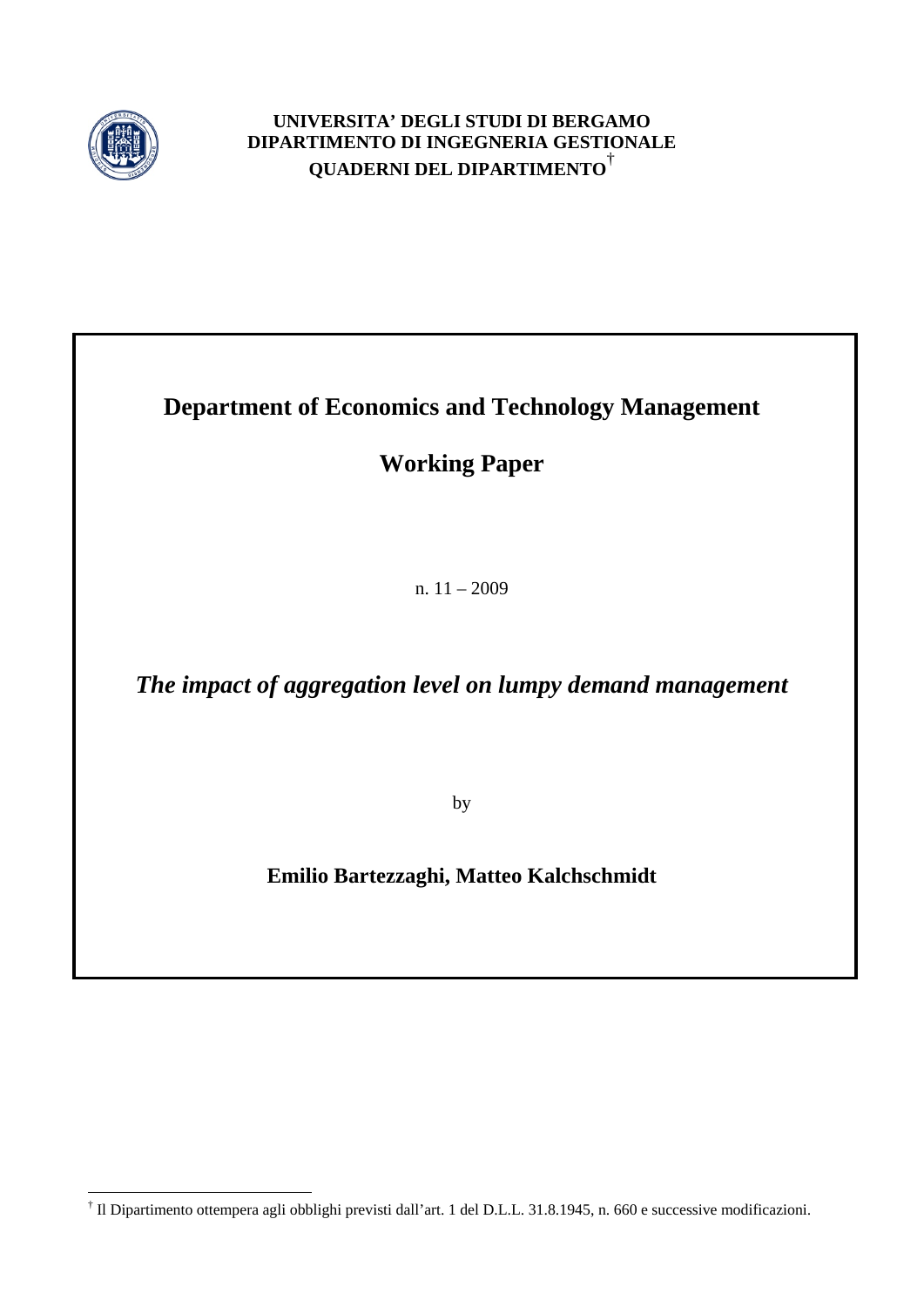**UNIVERSITA' DEGLI STUDI DI BERGAMO**
**DIPARTIMENTO DI INGEGNERIA GESTIONALE**
**QUADERNI DEL DIPARTIMENTO**[†]

# Department of Economics and Technology Management

## Working Paper

n. 11 – 2009

***The impact of aggregation level on lumpy demand management***

by

**Emilio Bartezzaghi, Matteo Kalchschmidt**

---

[†] Il Dipartimento ottempera agli obblighi previsti dall'art. 1 del D.L.L. 31.8.1945, n. 660 e successive modificazioni.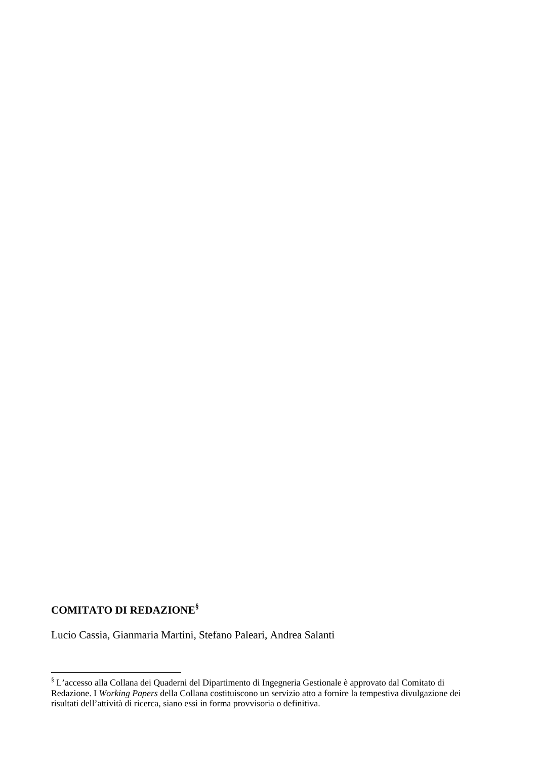**COMITATO DI REDAZIONE**[§]

Lucio Cassia, Gianmaria Martini, Stefano Paleari, Andrea Salanti

---

[§] L'accesso alla Collana dei Quaderni del Dipartimento di Ingegneria Gestionale è approvato dal Comitato di Redazione. I *Working Papers* della Collana costituiscono un servizio atto a fornire la tempestiva divulgazione dei risultati dell'attività di ricerca, siano essi in forma provvisoria o definitiva.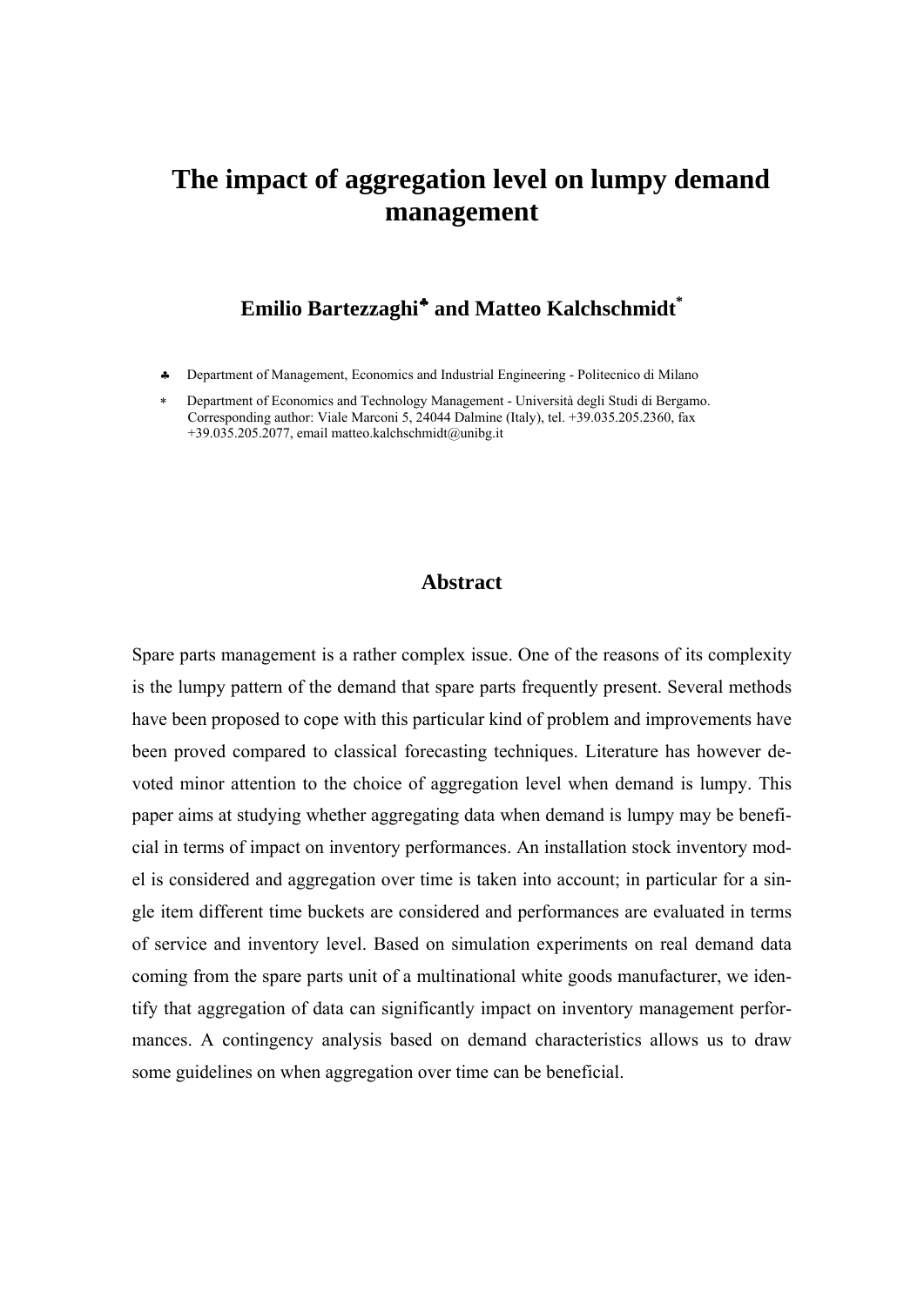# The impact of aggregation level on lumpy demand management

**Emilio Bartezzaghi♣ and Matteo Kalchschmidt*[*]**

♣ Department of Management, Economics and Industrial Engineering - Politecnico di Milano

* Department of Economics and Technology Management - Università degli Studi di Bergamo. Corresponding author: Viale Marconi 5, 24044 Dalmine (Italy), tel. +39.035.205.2360, fax +39.035.205.2077, email matteo.kalchschmidt@unibg.it

## Abstract

Spare parts management is a rather complex issue. One of the reasons of its complexity is the lumpy pattern of the demand that spare parts frequently present. Several methods have been proposed to cope with this particular kind of problem and improvements have been proved compared to classical forecasting techniques. Literature has however devoted minor attention to the choice of aggregation level when demand is lumpy. This paper aims at studying whether aggregating data when demand is lumpy may be beneficial in terms of impact on inventory performances. An installation stock inventory model is considered and aggregation over time is taken into account; in particular for a single item different time buckets are considered and performances are evaluated in terms of service and inventory level. Based on simulation experiments on real demand data coming from the spare parts unit of a multinational white goods manufacturer, we identify that aggregation of data can significantly impact on inventory management performances. A contingency analysis based on demand characteristics allows us to draw some guidelines on when aggregation over time can be beneficial.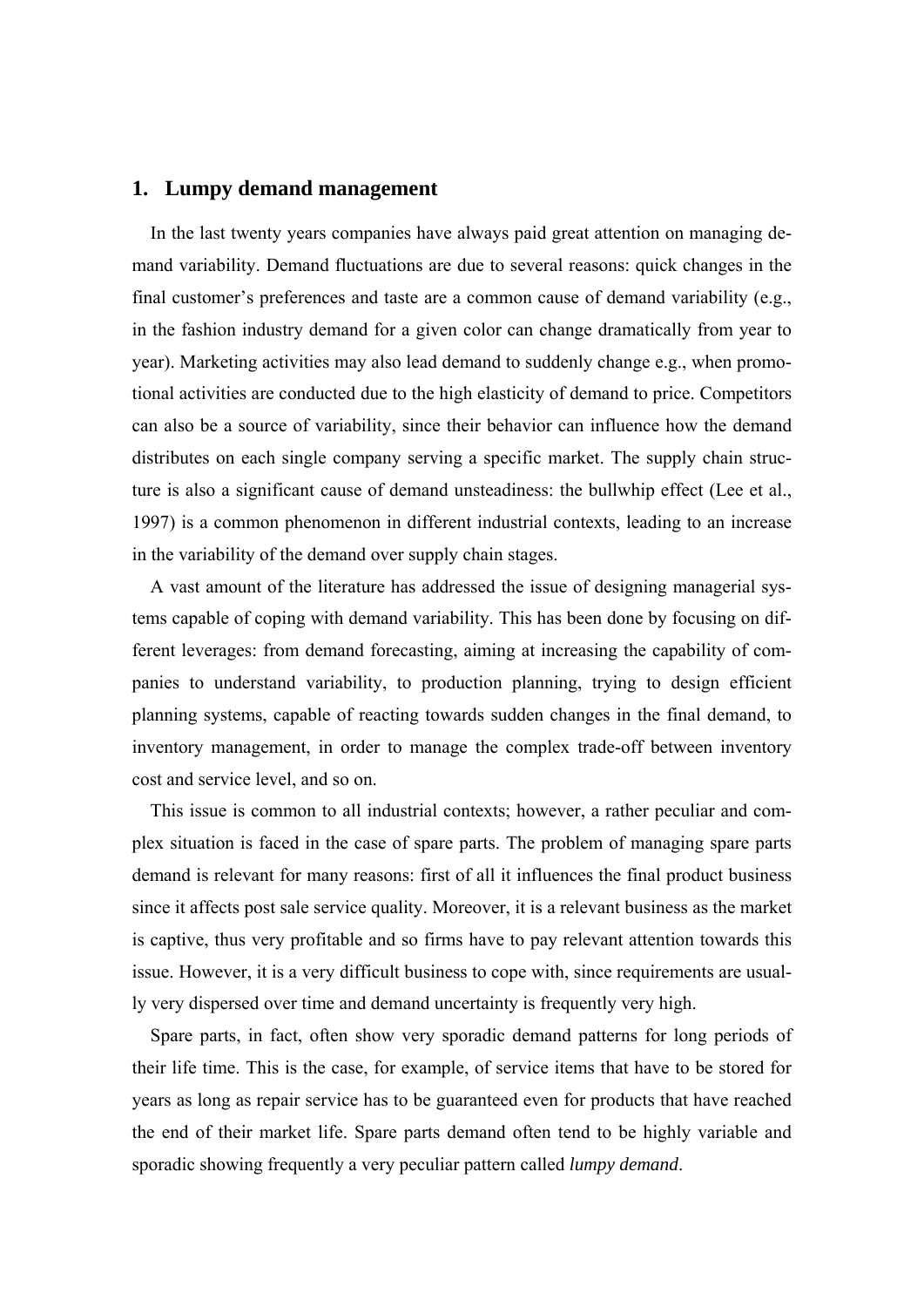## 1. Lumpy demand management

In the last twenty years companies have always paid great attention on managing demand variability. Demand fluctuations are due to several reasons: quick changes in the final customer's preferences and taste are a common cause of demand variability (e.g., in the fashion industry demand for a given color can change dramatically from year to year). Marketing activities may also lead demand to suddenly change e.g., when promotional activities are conducted due to the high elasticity of demand to price. Competitors can also be a source of variability, since their behavior can influence how the demand distributes on each single company serving a specific market. The supply chain structure is also a significant cause of demand unsteadiness: the bullwhip effect (Lee et al., 1997) is a common phenomenon in different industrial contexts, leading to an increase in the variability of the demand over supply chain stages.

A vast amount of the literature has addressed the issue of designing managerial systems capable of coping with demand variability. This has been done by focusing on different leverages: from demand forecasting, aiming at increasing the capability of companies to understand variability, to production planning, trying to design efficient planning systems, capable of reacting towards sudden changes in the final demand, to inventory management, in order to manage the complex trade-off between inventory cost and service level, and so on.

This issue is common to all industrial contexts; however, a rather peculiar and complex situation is faced in the case of spare parts. The problem of managing spare parts demand is relevant for many reasons: first of all it influences the final product business since it affects post sale service quality. Moreover, it is a relevant business as the market is captive, thus very profitable and so firms have to pay relevant attention towards this issue. However, it is a very difficult business to cope with, since requirements are usually very dispersed over time and demand uncertainty is frequently very high.

Spare parts, in fact, often show very sporadic demand patterns for long periods of their life time. This is the case, for example, of service items that have to be stored for years as long as repair service has to be guaranteed even for products that have reached the end of their market life. Spare parts demand often tend to be highly variable and sporadic showing frequently a very peculiar pattern called *lumpy demand*.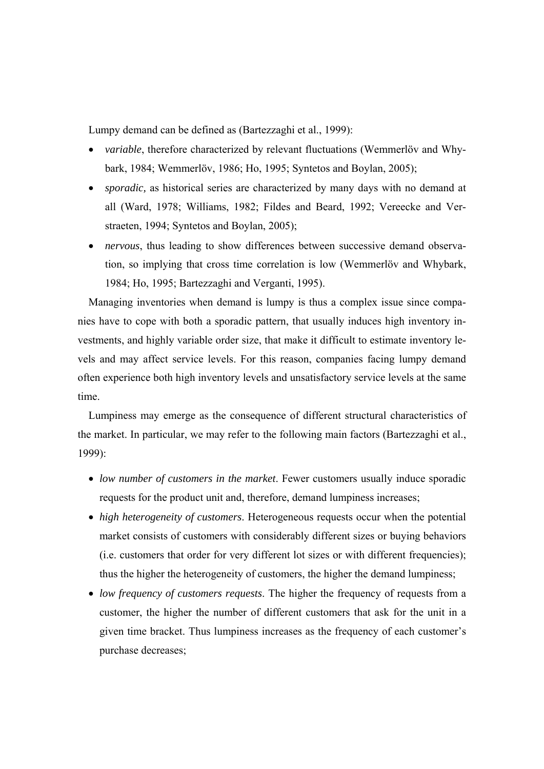Lumpy demand can be defined as (Bartezzaghi et al., 1999):

- *variable*, therefore characterized by relevant fluctuations (Wemmerlöv and Whybark, 1984; Wemmerlöv, 1986; Ho, 1995; Syntetos and Boylan, 2005);
- *sporadic,* as historical series are characterized by many days with no demand at all (Ward, 1978; Williams, 1982; Fildes and Beard, 1992; Vereecke and Verstraeten, 1994; Syntetos and Boylan, 2005);
- *nervous*, thus leading to show differences between successive demand observation, so implying that cross time correlation is low (Wemmerlöv and Whybark, 1984; Ho, 1995; Bartezzaghi and Verganti, 1995).

Managing inventories when demand is lumpy is thus a complex issue since companies have to cope with both a sporadic pattern, that usually induces high inventory investments, and highly variable order size, that make it difficult to estimate inventory levels and may affect service levels. For this reason, companies facing lumpy demand often experience both high inventory levels and unsatisfactory service levels at the same time.

Lumpiness may emerge as the consequence of different structural characteristics of the market. In particular, we may refer to the following main factors (Bartezzaghi et al., 1999):

- *low number of customers in the market*. Fewer customers usually induce sporadic requests for the product unit and, therefore, demand lumpiness increases;
- *high heterogeneity of customers*. Heterogeneous requests occur when the potential market consists of customers with considerably different sizes or buying behaviors (i.e. customers that order for very different lot sizes or with different frequencies); thus the higher the heterogeneity of customers, the higher the demand lumpiness;
- *low frequency of customers requests*. The higher the frequency of requests from a customer, the higher the number of different customers that ask for the unit in a given time bracket. Thus lumpiness increases as the frequency of each customer's purchase decreases;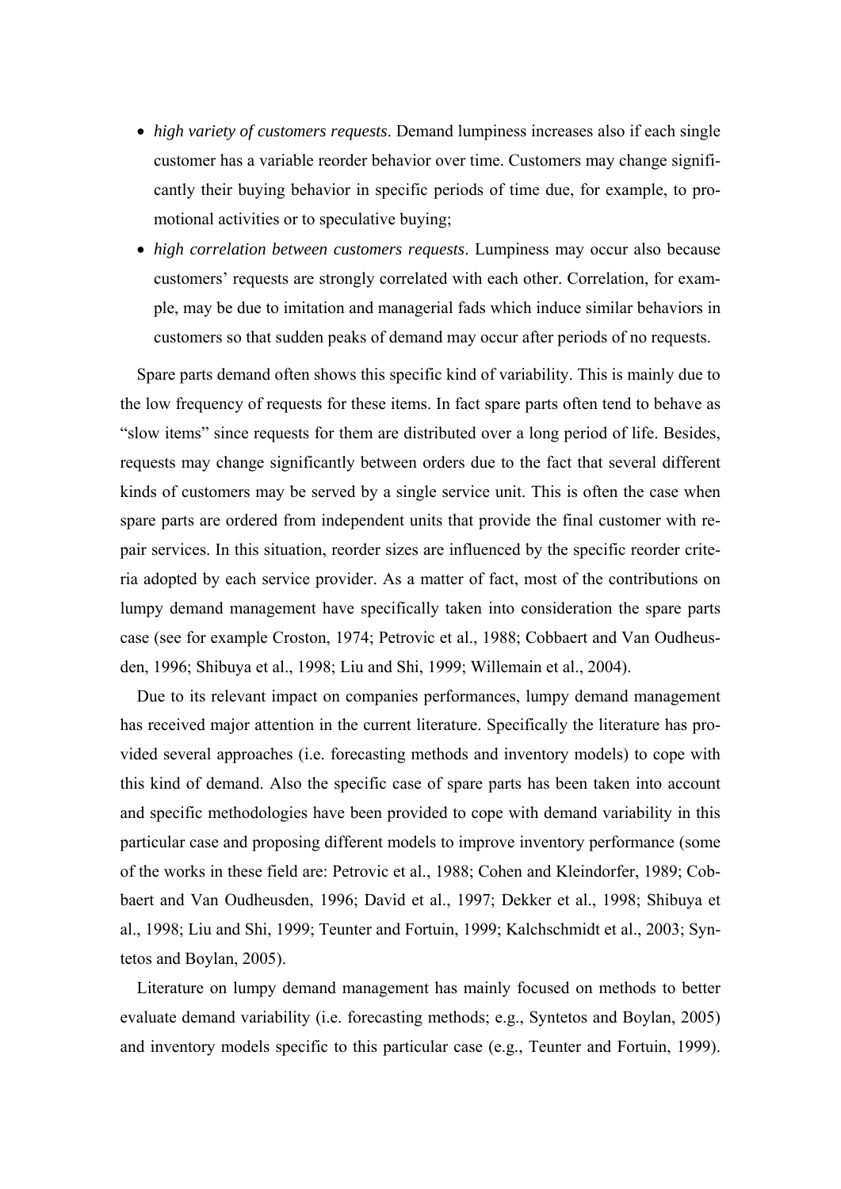- *high variety of customers requests*. Demand lumpiness increases also if each single customer has a variable reorder behavior over time. Customers may change significantly their buying behavior in specific periods of time due, for example, to promotional activities or to speculative buying;
- *high correlation between customers requests*. Lumpiness may occur also because customers' requests are strongly correlated with each other. Correlation, for example, may be due to imitation and managerial fads which induce similar behaviors in customers so that sudden peaks of demand may occur after periods of no requests.

Spare parts demand often shows this specific kind of variability. This is mainly due to the low frequency of requests for these items. In fact spare parts often tend to behave as "slow items" since requests for them are distributed over a long period of life. Besides, requests may change significantly between orders due to the fact that several different kinds of customers may be served by a single service unit. This is often the case when spare parts are ordered from independent units that provide the final customer with repair services. In this situation, reorder sizes are influenced by the specific reorder criteria adopted by each service provider. As a matter of fact, most of the contributions on lumpy demand management have specifically taken into consideration the spare parts case (see for example Croston, 1974; Petrovic et al., 1988; Cobbaert and Van Oudheusden, 1996; Shibuya et al., 1998; Liu and Shi, 1999; Willemain et al., 2004).

Due to its relevant impact on companies performances, lumpy demand management has received major attention in the current literature. Specifically the literature has provided several approaches (i.e. forecasting methods and inventory models) to cope with this kind of demand. Also the specific case of spare parts has been taken into account and specific methodologies have been provided to cope with demand variability in this particular case and proposing different models to improve inventory performance (some of the works in these field are: Petrovic et al., 1988; Cohen and Kleindorfer, 1989; Cobbaert and Van Oudheusden, 1996; David et al., 1997; Dekker et al., 1998; Shibuya et al., 1998; Liu and Shi, 1999; Teunter and Fortuin, 1999; Kalchschmidt et al., 2003; Syntetos and Boylan, 2005).

Literature on lumpy demand management has mainly focused on methods to better evaluate demand variability (i.e. forecasting methods; e.g., Syntetos and Boylan, 2005) and inventory models specific to this particular case (e.g., Teunter and Fortuin, 1999).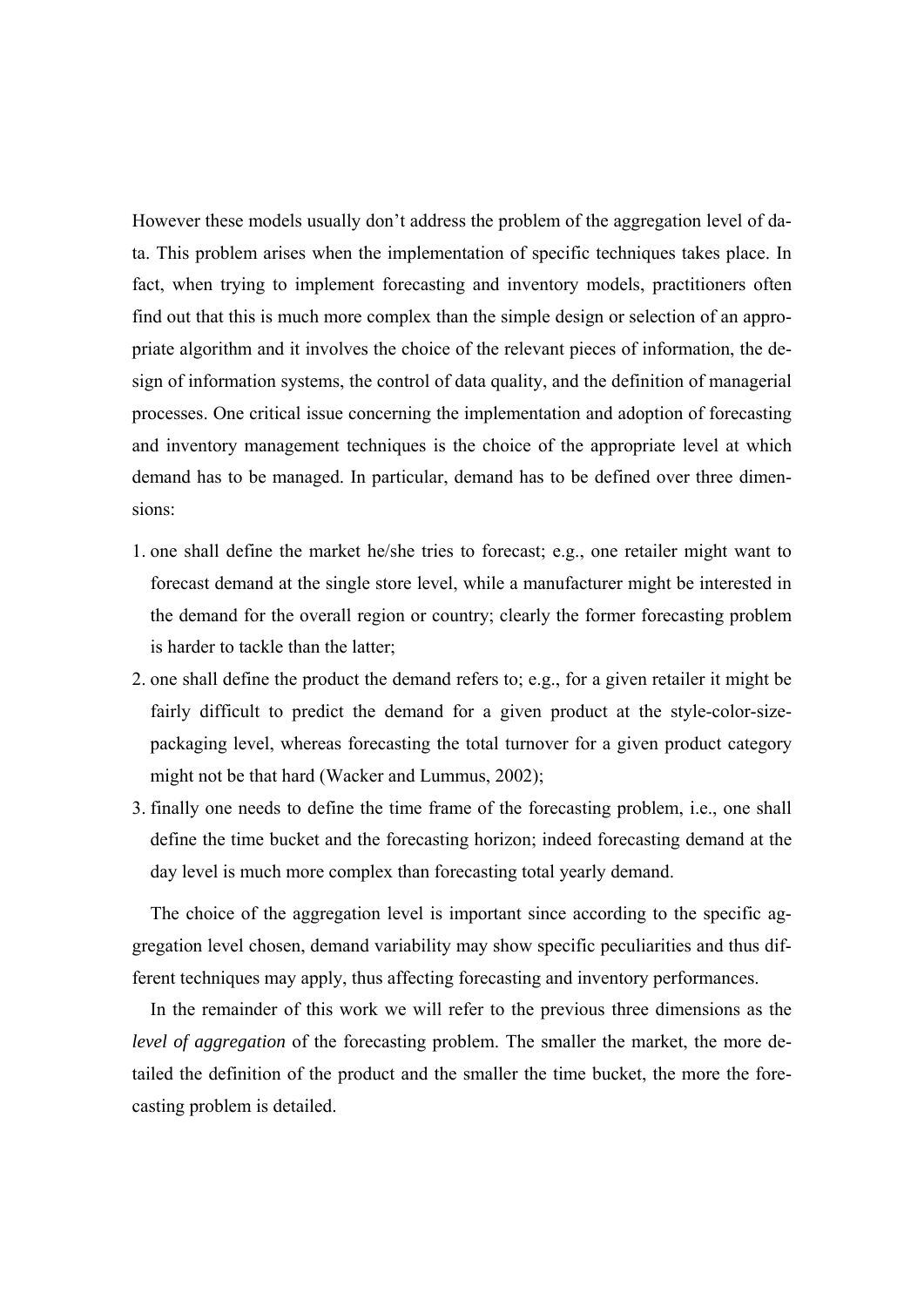However these models usually don't address the problem of the aggregation level of data. This problem arises when the implementation of specific techniques takes place. In fact, when trying to implement forecasting and inventory models, practitioners often find out that this is much more complex than the simple design or selection of an appropriate algorithm and it involves the choice of the relevant pieces of information, the design of information systems, the control of data quality, and the definition of managerial processes. One critical issue concerning the implementation and adoption of forecasting and inventory management techniques is the choice of the appropriate level at which demand has to be managed. In particular, demand has to be defined over three dimensions:

1. one shall define the market he/she tries to forecast; e.g., one retailer might want to forecast demand at the single store level, while a manufacturer might be interested in the demand for the overall region or country; clearly the former forecasting problem is harder to tackle than the latter;
2. one shall define the product the demand refers to; e.g., for a given retailer it might be fairly difficult to predict the demand for a given product at the style-color-size-packaging level, whereas forecasting the total turnover for a given product category might not be that hard (Wacker and Lummus, 2002);
3. finally one needs to define the time frame of the forecasting problem, i.e., one shall define the time bucket and the forecasting horizon; indeed forecasting demand at the day level is much more complex than forecasting total yearly demand.

The choice of the aggregation level is important since according to the specific aggregation level chosen, demand variability may show specific peculiarities and thus different techniques may apply, thus affecting forecasting and inventory performances.

In the remainder of this work we will refer to the previous three dimensions as the *level of aggregation* of the forecasting problem. The smaller the market, the more detailed the definition of the product and the smaller the time bucket, the more the forecasting problem is detailed.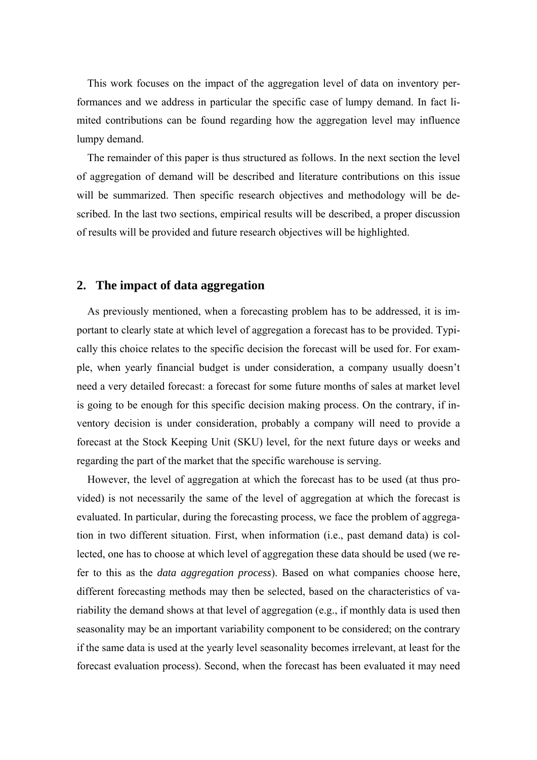This work focuses on the impact of the aggregation level of data on inventory performances and we address in particular the specific case of lumpy demand. In fact limited contributions can be found regarding how the aggregation level may influence lumpy demand.

The remainder of this paper is thus structured as follows. In the next section the level of aggregation of demand will be described and literature contributions on this issue will be summarized. Then specific research objectives and methodology will be described. In the last two sections, empirical results will be described, a proper discussion of results will be provided and future research objectives will be highlighted.

## 2. The impact of data aggregation

As previously mentioned, when a forecasting problem has to be addressed, it is important to clearly state at which level of aggregation a forecast has to be provided. Typically this choice relates to the specific decision the forecast will be used for. For example, when yearly financial budget is under consideration, a company usually doesn't need a very detailed forecast: a forecast for some future months of sales at market level is going to be enough for this specific decision making process. On the contrary, if inventory decision is under consideration, probably a company will need to provide a forecast at the Stock Keeping Unit (SKU) level, for the next future days or weeks and regarding the part of the market that the specific warehouse is serving.

However, the level of aggregation at which the forecast has to be used (at thus provided) is not necessarily the same of the level of aggregation at which the forecast is evaluated. In particular, during the forecasting process, we face the problem of aggregation in two different situation. First, when information (i.e., past demand data) is collected, one has to choose at which level of aggregation these data should be used (we refer to this as the *data aggregation process*). Based on what companies choose here, different forecasting methods may then be selected, based on the characteristics of variability the demand shows at that level of aggregation (e.g., if monthly data is used then seasonality may be an important variability component to be considered; on the contrary if the same data is used at the yearly level seasonality becomes irrelevant, at least for the forecast evaluation process). Second, when the forecast has been evaluated it may need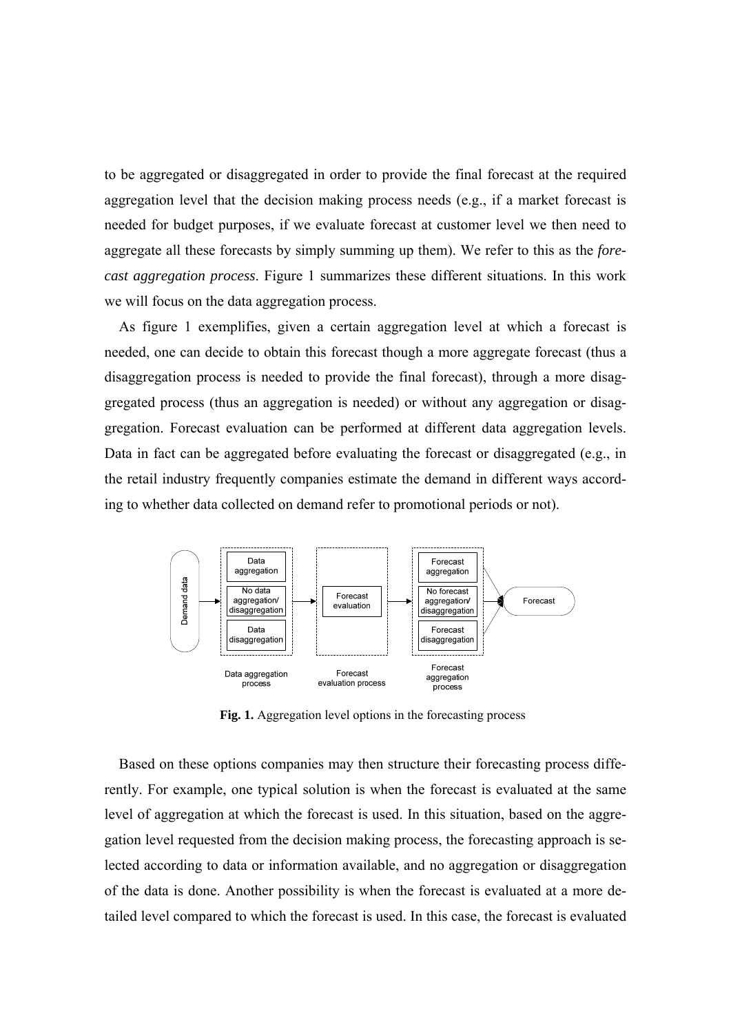to be aggregated or disaggregated in order to provide the final forecast at the required aggregation level that the decision making process needs (e.g., if a market forecast is needed for budget purposes, if we evaluate forecast at customer level we then need to aggregate all these forecasts by simply summing up them). We refer to this as the *forecast aggregation process*. Figure 1 summarizes these different situations. In this work we will focus on the data aggregation process.

As figure 1 exemplifies, given a certain aggregation level at which a forecast is needed, one can decide to obtain this forecast though a more aggregate forecast (thus a disaggregation process is needed to provide the final forecast), through a more disaggregated process (thus an aggregation is needed) or without any aggregation or disaggregation. Forecast evaluation can be performed at different data aggregation levels. Data in fact can be aggregated before evaluating the forecast or disaggregated (e.g., in the retail industry frequently companies estimate the demand in different ways according to whether data collected on demand refer to promotional periods or not).

Demand data → [Data aggregation / No data aggregation/disaggregation / Data disaggregation] (Data aggregation process) → [Forecast evaluation] (Forecast evaluation process) → [Forecast aggregation / No forecast aggregation/disaggregation / Forecast disaggregation] (Forecast aggregation process) → Forecast

**Fig. 1.** Aggregation level options in the forecasting process

Based on these options companies may then structure their forecasting process differently. For example, one typical solution is when the forecast is evaluated at the same level of aggregation at which the forecast is used. In this situation, based on the aggregation level requested from the decision making process, the forecasting approach is selected according to data or information available, and no aggregation or disaggregation of the data is done. Another possibility is when the forecast is evaluated at a more detailed level compared to which the forecast is used. In this case, the forecast is evaluated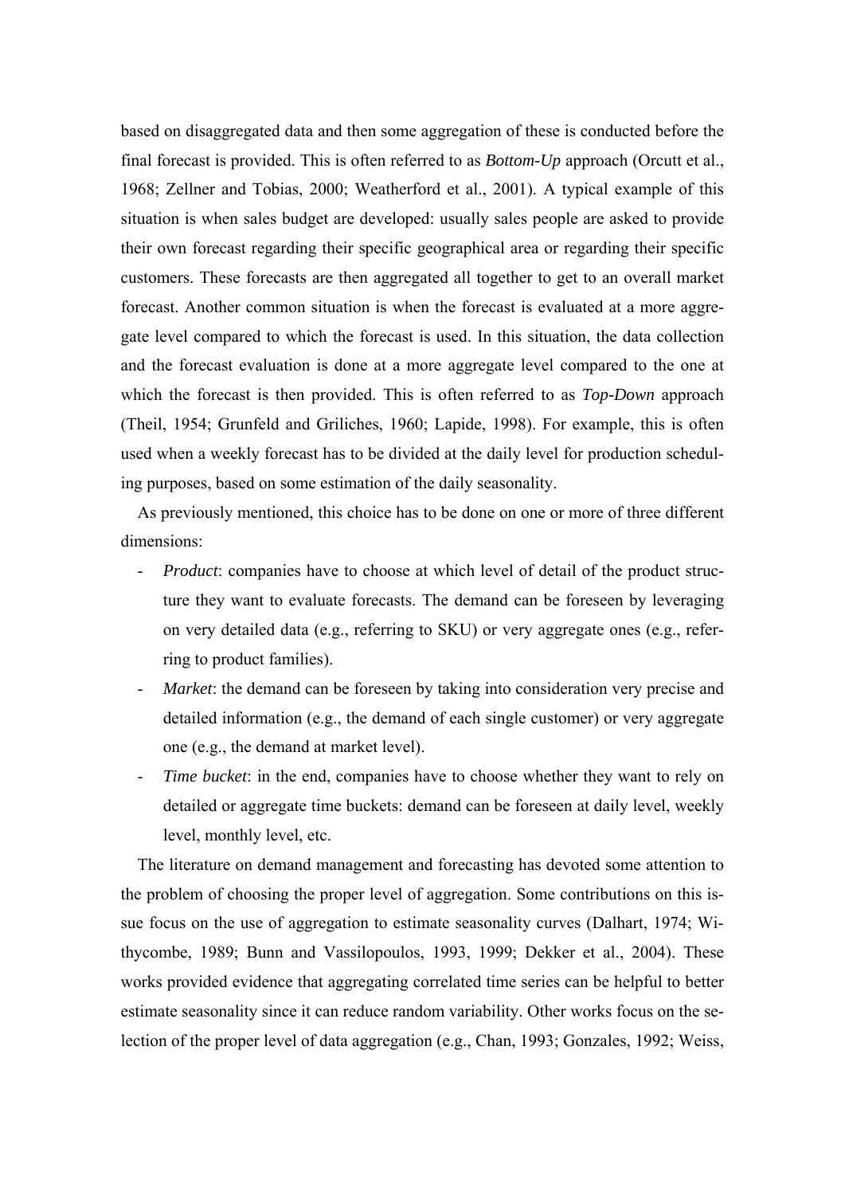based on disaggregated data and then some aggregation of these is conducted before the final forecast is provided. This is often referred to as *Bottom-Up* approach (Orcutt et al., 1968; Zellner and Tobias, 2000; Weatherford et al., 2001). A typical example of this situation is when sales budget are developed: usually sales people are asked to provide their own forecast regarding their specific geographical area or regarding their specific customers. These forecasts are then aggregated all together to get to an overall market forecast. Another common situation is when the forecast is evaluated at a more aggregate level compared to which the forecast is used. In this situation, the data collection and the forecast evaluation is done at a more aggregate level compared to the one at which the forecast is then provided. This is often referred to as *Top-Down* approach (Theil, 1954; Grunfeld and Griliches, 1960; Lapide, 1998). For example, this is often used when a weekly forecast has to be divided at the daily level for production scheduling purposes, based on some estimation of the daily seasonality.

As previously mentioned, this choice has to be done on one or more of three different dimensions:

- *Product*: companies have to choose at which level of detail of the product structure they want to evaluate forecasts. The demand can be foreseen by leveraging on very detailed data (e.g., referring to SKU) or very aggregate ones (e.g., referring to product families).
- *Market*: the demand can be foreseen by taking into consideration very precise and detailed information (e.g., the demand of each single customer) or very aggregate one (e.g., the demand at market level).
- *Time bucket*: in the end, companies have to choose whether they want to rely on detailed or aggregate time buckets: demand can be foreseen at daily level, weekly level, monthly level, etc.

The literature on demand management and forecasting has devoted some attention to the problem of choosing the proper level of aggregation. Some contributions on this issue focus on the use of aggregation to estimate seasonality curves (Dalhart, 1974; Withycombe, 1989; Bunn and Vassilopoulos, 1993, 1999; Dekker et al., 2004). These works provided evidence that aggregating correlated time series can be helpful to better estimate seasonality since it can reduce random variability. Other works focus on the selection of the proper level of data aggregation (e.g., Chan, 1993; Gonzales, 1992; Weiss,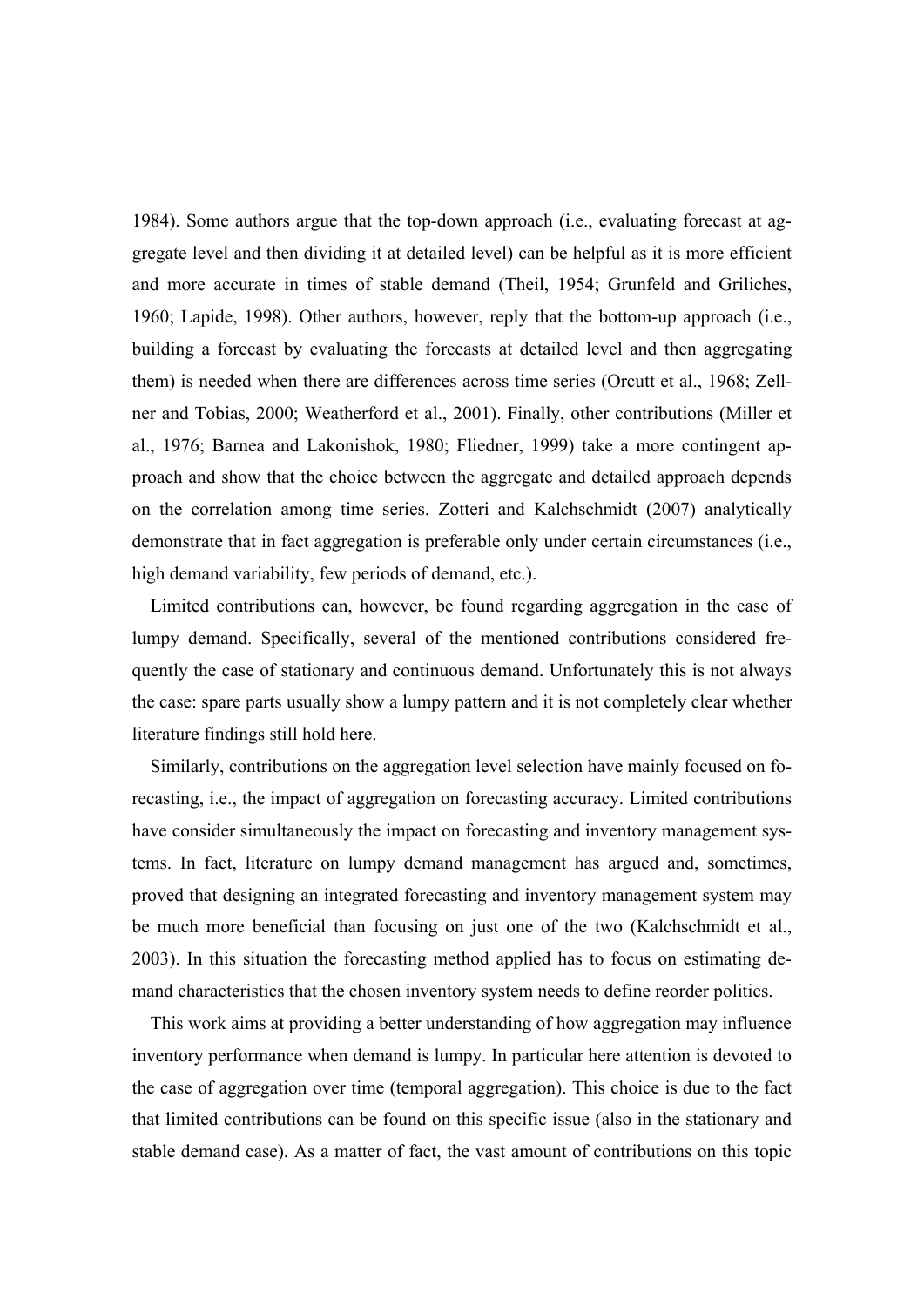1984). Some authors argue that the top-down approach (i.e., evaluating forecast at aggregate level and then dividing it at detailed level) can be helpful as it is more efficient and more accurate in times of stable demand (Theil, 1954; Grunfeld and Griliches, 1960; Lapide, 1998). Other authors, however, reply that the bottom-up approach (i.e., building a forecast by evaluating the forecasts at detailed level and then aggregating them) is needed when there are differences across time series (Orcutt et al., 1968; Zellner and Tobias, 2000; Weatherford et al., 2001). Finally, other contributions (Miller et al., 1976; Barnea and Lakonishok, 1980; Fliedner, 1999) take a more contingent approach and show that the choice between the aggregate and detailed approach depends on the correlation among time series. Zotteri and Kalchschmidt (2007) analytically demonstrate that in fact aggregation is preferable only under certain circumstances (i.e., high demand variability, few periods of demand, etc.).

Limited contributions can, however, be found regarding aggregation in the case of lumpy demand. Specifically, several of the mentioned contributions considered frequently the case of stationary and continuous demand. Unfortunately this is not always the case: spare parts usually show a lumpy pattern and it is not completely clear whether literature findings still hold here.

Similarly, contributions on the aggregation level selection have mainly focused on forecasting, i.e., the impact of aggregation on forecasting accuracy. Limited contributions have consider simultaneously the impact on forecasting and inventory management systems. In fact, literature on lumpy demand management has argued and, sometimes, proved that designing an integrated forecasting and inventory management system may be much more beneficial than focusing on just one of the two (Kalchschmidt et al., 2003). In this situation the forecasting method applied has to focus on estimating demand characteristics that the chosen inventory system needs to define reorder politics.

This work aims at providing a better understanding of how aggregation may influence inventory performance when demand is lumpy. In particular here attention is devoted to the case of aggregation over time (temporal aggregation). This choice is due to the fact that limited contributions can be found on this specific issue (also in the stationary and stable demand case). As a matter of fact, the vast amount of contributions on this topic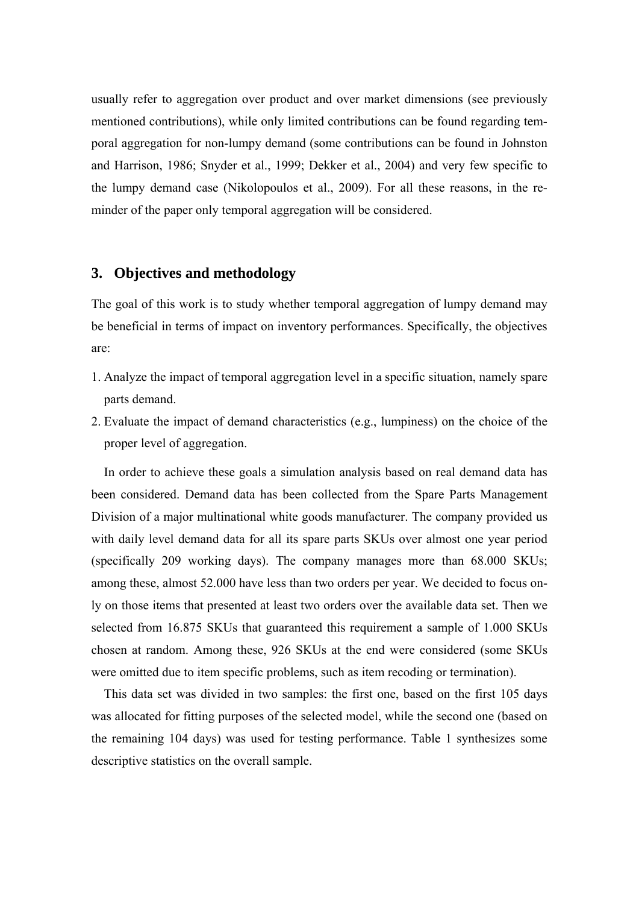usually refer to aggregation over product and over market dimensions (see previously mentioned contributions), while only limited contributions can be found regarding temporal aggregation for non-lumpy demand (some contributions can be found in Johnston and Harrison, 1986; Snyder et al., 1999; Dekker et al., 2004) and very few specific to the lumpy demand case (Nikolopoulos et al., 2009). For all these reasons, in the reminder of the paper only temporal aggregation will be considered.

## 3. Objectives and methodology

The goal of this work is to study whether temporal aggregation of lumpy demand may be beneficial in terms of impact on inventory performances. Specifically, the objectives are:

1. Analyze the impact of temporal aggregation level in a specific situation, namely spare parts demand.
2. Evaluate the impact of demand characteristics (e.g., lumpiness) on the choice of the proper level of aggregation.

In order to achieve these goals a simulation analysis based on real demand data has been considered. Demand data has been collected from the Spare Parts Management Division of a major multinational white goods manufacturer. The company provided us with daily level demand data for all its spare parts SKUs over almost one year period (specifically 209 working days). The company manages more than 68.000 SKUs; among these, almost 52.000 have less than two orders per year. We decided to focus only on those items that presented at least two orders over the available data set. Then we selected from 16.875 SKUs that guaranteed this requirement a sample of 1.000 SKUs chosen at random. Among these, 926 SKUs at the end were considered (some SKUs were omitted due to item specific problems, such as item recoding or termination).

This data set was divided in two samples: the first one, based on the first 105 days was allocated for fitting purposes of the selected model, while the second one (based on the remaining 104 days) was used for testing performance. Table 1 synthesizes some descriptive statistics on the overall sample.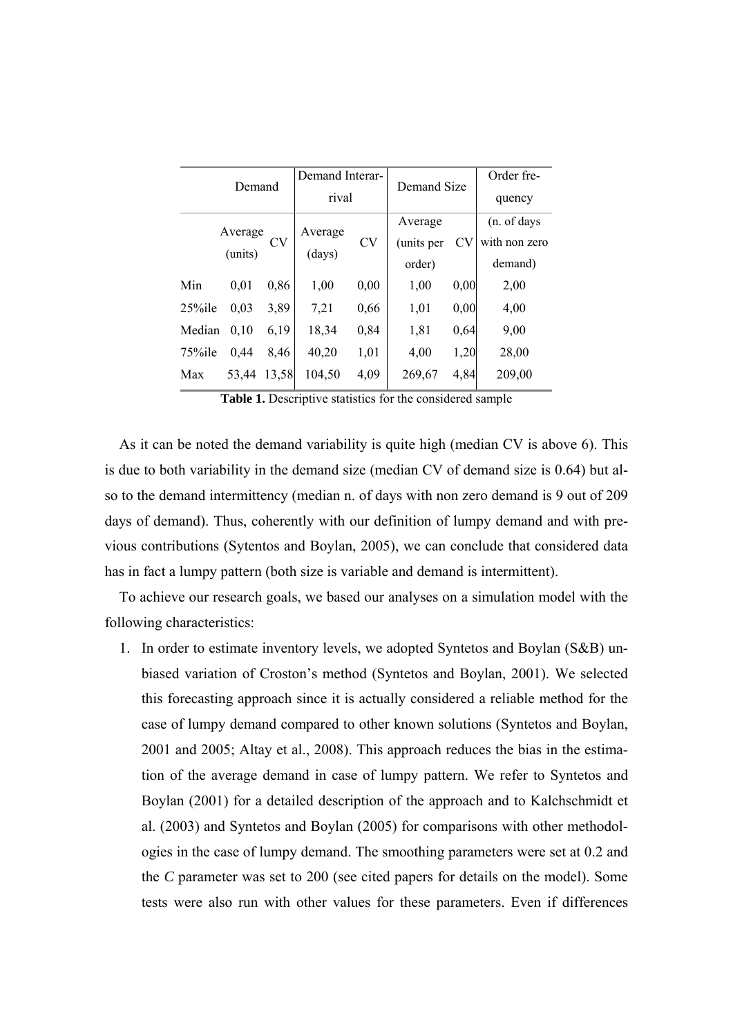| | Demand | | Demand Interarrival | | Demand Size | | Order frequency |
|---|---|---|---|---|---|---|---|
| | Average (units) | CV | Average (days) | CV | Average (units per order) | CV | (n. of days with non zero demand) |
| Min | 0,01 | 0,86 | 1,00 | 0,00 | 1,00 | 0,00 | 2,00 |
| 25%ile | 0,03 | 3,89 | 7,21 | 0,66 | 1,01 | 0,00 | 4,00 |
| Median | 0,10 | 6,19 | 18,34 | 0,84 | 1,81 | 0,64 | 9,00 |
| 75%ile | 0,44 | 8,46 | 40,20 | 1,01 | 4,00 | 1,20 | 28,00 |
| Max | 53,44 | 13,58 | 104,50 | 4,09 | 269,67 | 4,84 | 209,00 |

**Table 1.** Descriptive statistics for the considered sample

As it can be noted the demand variability is quite high (median CV is above 6). This is due to both variability in the demand size (median CV of demand size is 0.64) but also to the demand intermittency (median n. of days with non zero demand is 9 out of 209 days of demand). Thus, coherently with our definition of lumpy demand and with previous contributions (Sytentos and Boylan, 2005), we can conclude that considered data has in fact a lumpy pattern (both size is variable and demand is intermittent).

To achieve our research goals, we based our analyses on a simulation model with the following characteristics:

1. In order to estimate inventory levels, we adopted Syntetos and Boylan (S&B) unbiased variation of Croston's method (Syntetos and Boylan, 2001). We selected this forecasting approach since it is actually considered a reliable method for the case of lumpy demand compared to other known solutions (Syntetos and Boylan, 2001 and 2005; Altay et al., 2008). This approach reduces the bias in the estimation of the average demand in case of lumpy pattern. We refer to Syntetos and Boylan (2001) for a detailed description of the approach and to Kalchschmidt et al. (2003) and Syntetos and Boylan (2005) for comparisons with other methodologies in the case of lumpy demand. The smoothing parameters were set at 0.2 and the *C* parameter was set to 200 (see cited papers for details on the model). Some tests were also run with other values for these parameters. Even if differences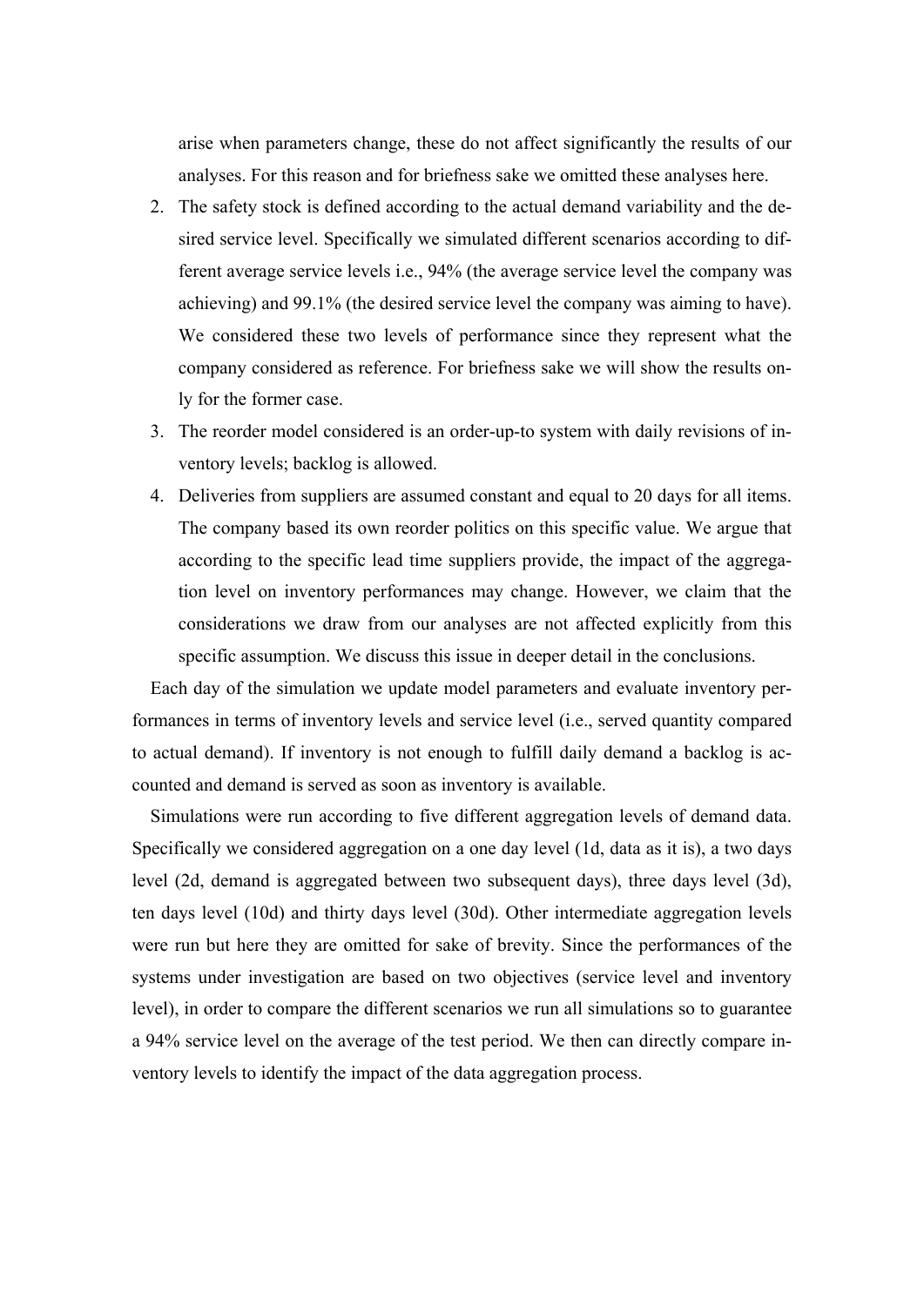arise when parameters change, these do not affect significantly the results of our analyses. For this reason and for briefness sake we omitted these analyses here.

2. The safety stock is defined according to the actual demand variability and the desired service level. Specifically we simulated different scenarios according to different average service levels i.e., 94% (the average service level the company was achieving) and 99.1% (the desired service level the company was aiming to have). We considered these two levels of performance since they represent what the company considered as reference. For briefness sake we will show the results only for the former case.
3. The reorder model considered is an order-up-to system with daily revisions of inventory levels; backlog is allowed.
4. Deliveries from suppliers are assumed constant and equal to 20 days for all items. The company based its own reorder politics on this specific value. We argue that according to the specific lead time suppliers provide, the impact of the aggregation level on inventory performances may change. However, we claim that the considerations we draw from our analyses are not affected explicitly from this specific assumption. We discuss this issue in deeper detail in the conclusions.

Each day of the simulation we update model parameters and evaluate inventory performances in terms of inventory levels and service level (i.e., served quantity compared to actual demand). If inventory is not enough to fulfill daily demand a backlog is accounted and demand is served as soon as inventory is available.

Simulations were run according to five different aggregation levels of demand data. Specifically we considered aggregation on a one day level (1d, data as it is), a two days level (2d, demand is aggregated between two subsequent days), three days level (3d), ten days level (10d) and thirty days level (30d). Other intermediate aggregation levels were run but here they are omitted for sake of brevity. Since the performances of the systems under investigation are based on two objectives (service level and inventory level), in order to compare the different scenarios we run all simulations so to guarantee a 94% service level on the average of the test period. We then can directly compare inventory levels to identify the impact of the data aggregation process.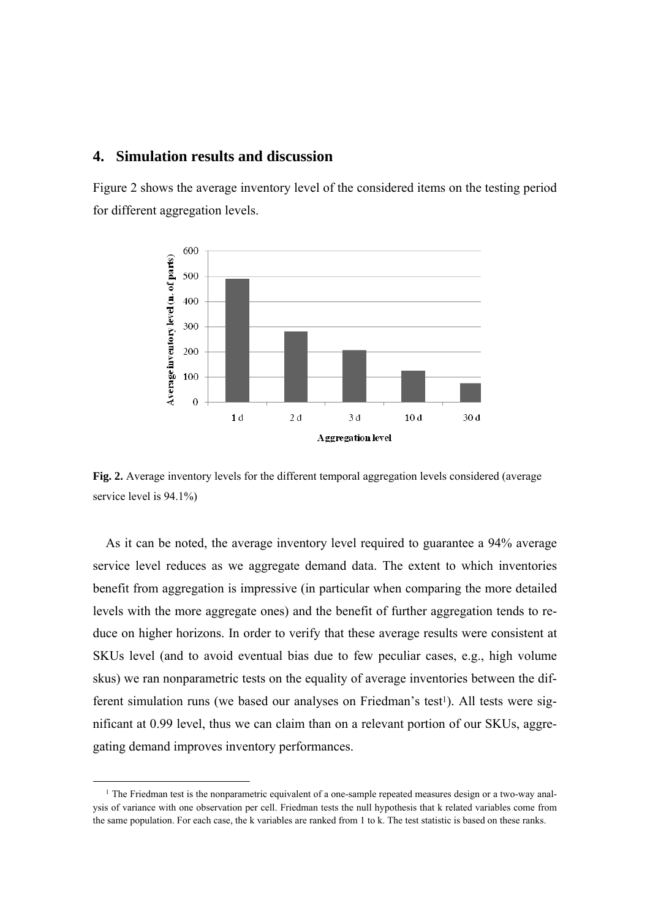## 4. Simulation results and discussion

Figure 2 shows the average inventory level of the considered items on the testing period for different aggregation levels.

**Fig. 2.** Average inventory levels for the different temporal aggregation levels considered (average service level is 94.1%)

As it can be noted, the average inventory level required to guarantee a 94% average service level reduces as we aggregate demand data. The extent to which inventories benefit from aggregation is impressive (in particular when comparing the more detailed levels with the more aggregate ones) and the benefit of further aggregation tends to reduce on higher horizons. In order to verify that these average results were consistent at SKUs level (and to avoid eventual bias due to few peculiar cases, e.g., high volume skus) we ran nonparametric tests on the equality of average inventories between the different simulation runs (we based our analyses on Friedman's test[1]). All tests were significant at 0.99 level, thus we can claim than on a relevant portion of our SKUs, aggregating demand improves inventory performances.

[1] The Friedman test is the nonparametric equivalent of a one-sample repeated measures design or a two-way analysis of variance with one observation per cell. Friedman tests the null hypothesis that k related variables come from the same population. For each case, the k variables are ranked from 1 to k. The test statistic is based on these ranks.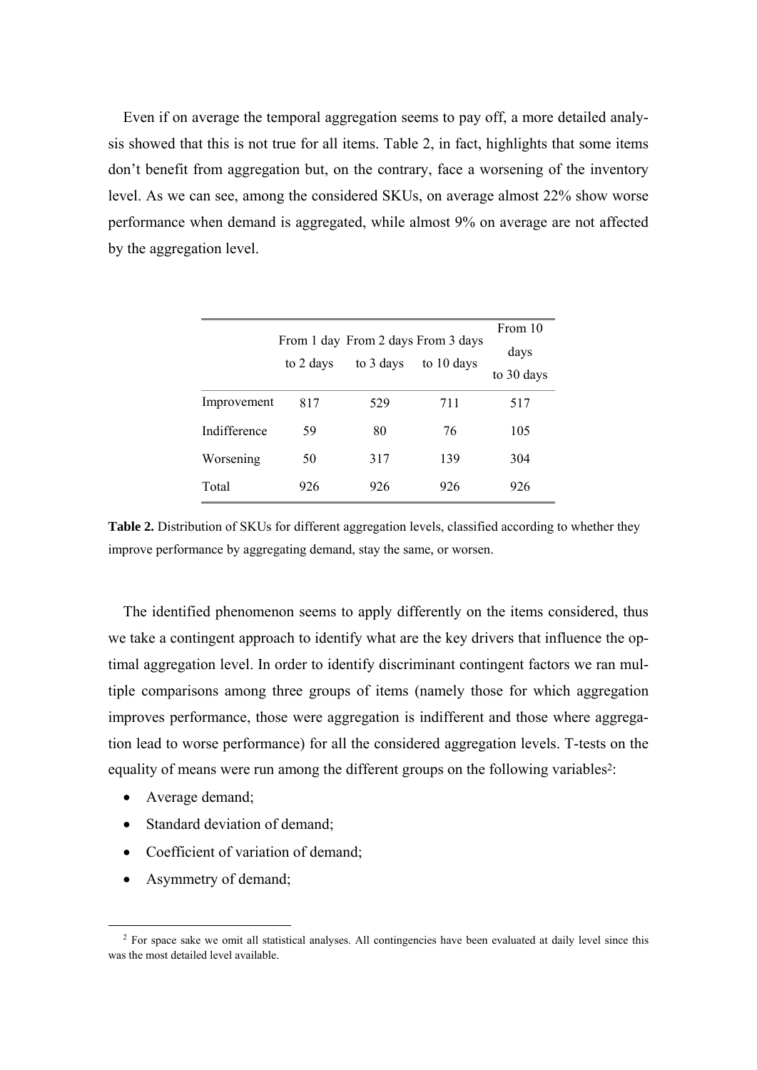Even if on average the temporal aggregation seems to pay off, a more detailed analysis showed that this is not true for all items. Table 2, in fact, highlights that some items don't benefit from aggregation but, on the contrary, face a worsening of the inventory level. As we can see, among the considered SKUs, on average almost 22% show worse performance when demand is aggregated, while almost 9% on average are not affected by the aggregation level.

| | From 1 day to 2 days | From 2 days to 3 days | From 3 days to 10 days | From 10 days to 30 days |
|---|---|---|---|---|
| Improvement | 817 | 529 | 711 | 517 |
| Indifference | 59 | 80 | 76 | 105 |
| Worsening | 50 | 317 | 139 | 304 |
| Total | 926 | 926 | 926 | 926 |

**Table 2.** Distribution of SKUs for different aggregation levels, classified according to whether they improve performance by aggregating demand, stay the same, or worsen.

The identified phenomenon seems to apply differently on the items considered, thus we take a contingent approach to identify what are the key drivers that influence the optimal aggregation level. In order to identify discriminant contingent factors we ran multiple comparisons among three groups of items (namely those for which aggregation improves performance, those were aggregation is indifferent and those where aggregation lead to worse performance) for all the considered aggregation levels. T-tests on the equality of means were run among the different groups on the following variables[2]:

- Average demand;
- Standard deviation of demand;
- Coefficient of variation of demand;
- Asymmetry of demand;

[2] For space sake we omit all statistical analyses. All contingencies have been evaluated at daily level since this was the most detailed level available.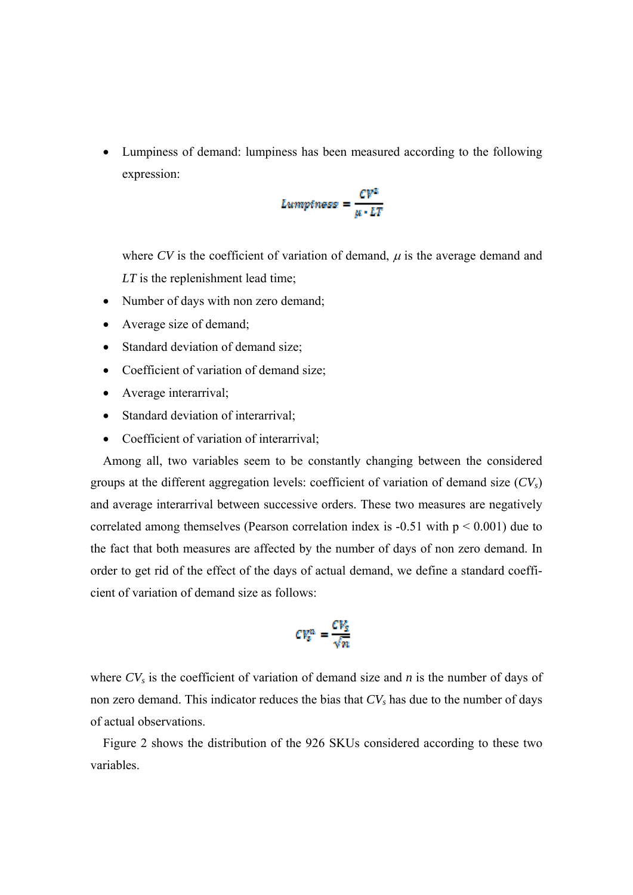- Lumpiness of demand: lumpiness has been measured according to the following expression:

$$Lumpiness = \frac{CV^2}{\mu \cdot LT}$$

  where $CV$ is the coefficient of variation of demand, $\mu$ is the average demand and $LT$ is the replenishment lead time;
- Number of days with non zero demand;
- Average size of demand;
- Standard deviation of demand size;
- Coefficient of variation of demand size;
- Average interarrival;
- Standard deviation of interarrival;
- Coefficient of variation of interarrival;

Among all, two variables seem to be constantly changing between the considered groups at the different aggregation levels: coefficient of variation of demand size ($CV_s$) and average interarrival between successive orders. These two measures are negatively correlated among themselves (Pearson correlation index is -0.51 with $p < 0.001$) due to the fact that both measures are affected by the number of days of non zero demand. In order to get rid of the effect of the days of actual demand, we define a standard coefficient of variation of demand size as follows:

$$CV_s^n = \frac{CV_s}{\sqrt{n}}$$

where $CV_s$ is the coefficient of variation of demand size and $n$ is the number of days of non zero demand. This indicator reduces the bias that $CV_s$ has due to the number of days of actual observations.

Figure 2 shows the distribution of the 926 SKUs considered according to these two variables.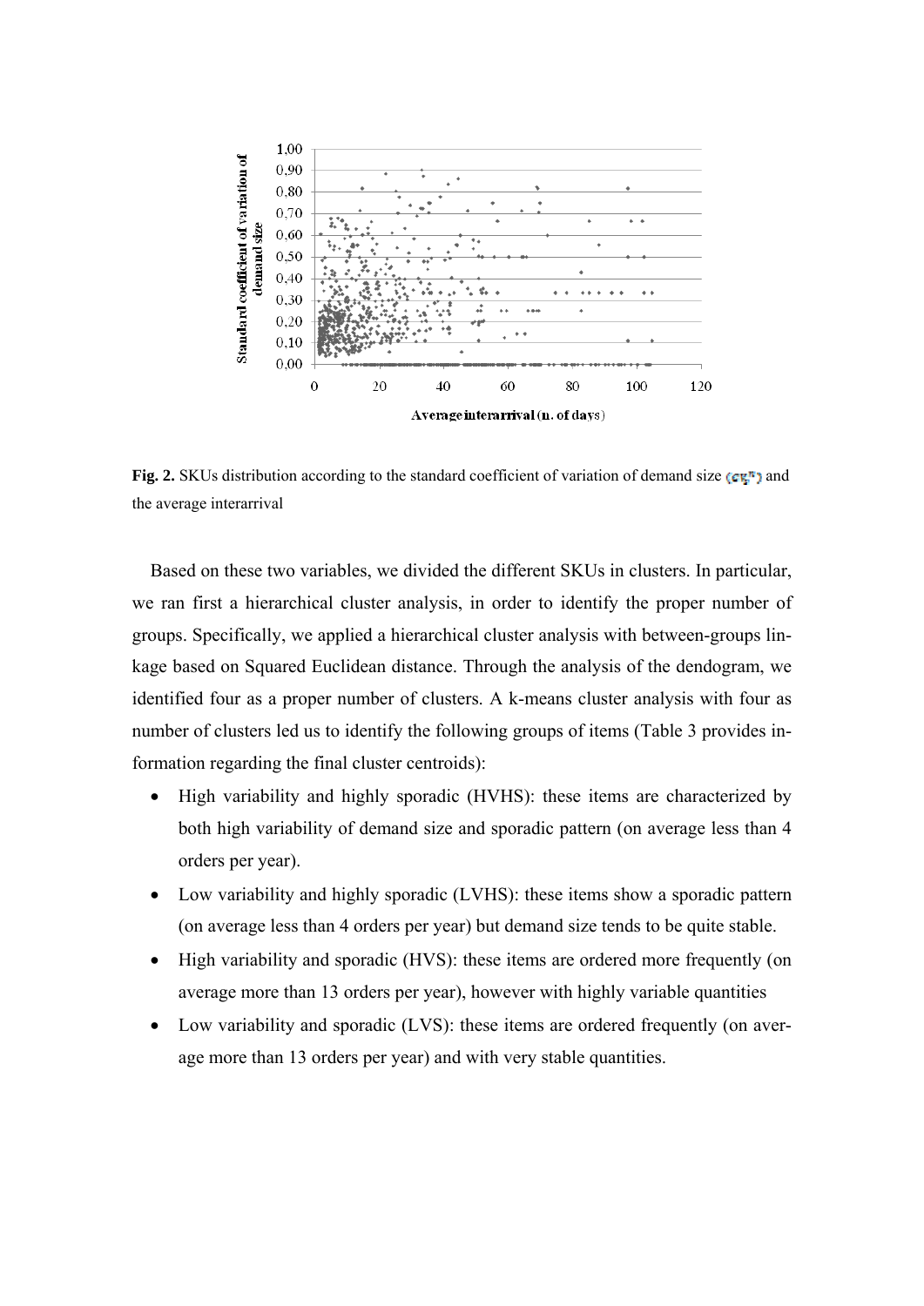**Fig. 2.** SKUs distribution according to the standard coefficient of variation of demand size ($CV_D^n$) and the average interarrival

Based on these two variables, we divided the different SKUs in clusters. In particular, we ran first a hierarchical cluster analysis, in order to identify the proper number of groups. Specifically, we applied a hierarchical cluster analysis with between-groups linkage based on Squared Euclidean distance. Through the analysis of the dendogram, we identified four as a proper number of clusters. A k-means cluster analysis with four as number of clusters led us to identify the following groups of items (Table 3 provides information regarding the final cluster centroids):

- High variability and highly sporadic (HVHS): these items are characterized by both high variability of demand size and sporadic pattern (on average less than 4 orders per year).
- Low variability and highly sporadic (LVHS): these items show a sporadic pattern (on average less than 4 orders per year) but demand size tends to be quite stable.
- High variability and sporadic (HVS): these items are ordered more frequently (on average more than 13 orders per year), however with highly variable quantities
- Low variability and sporadic (LVS): these items are ordered frequently (on average more than 13 orders per year) and with very stable quantities.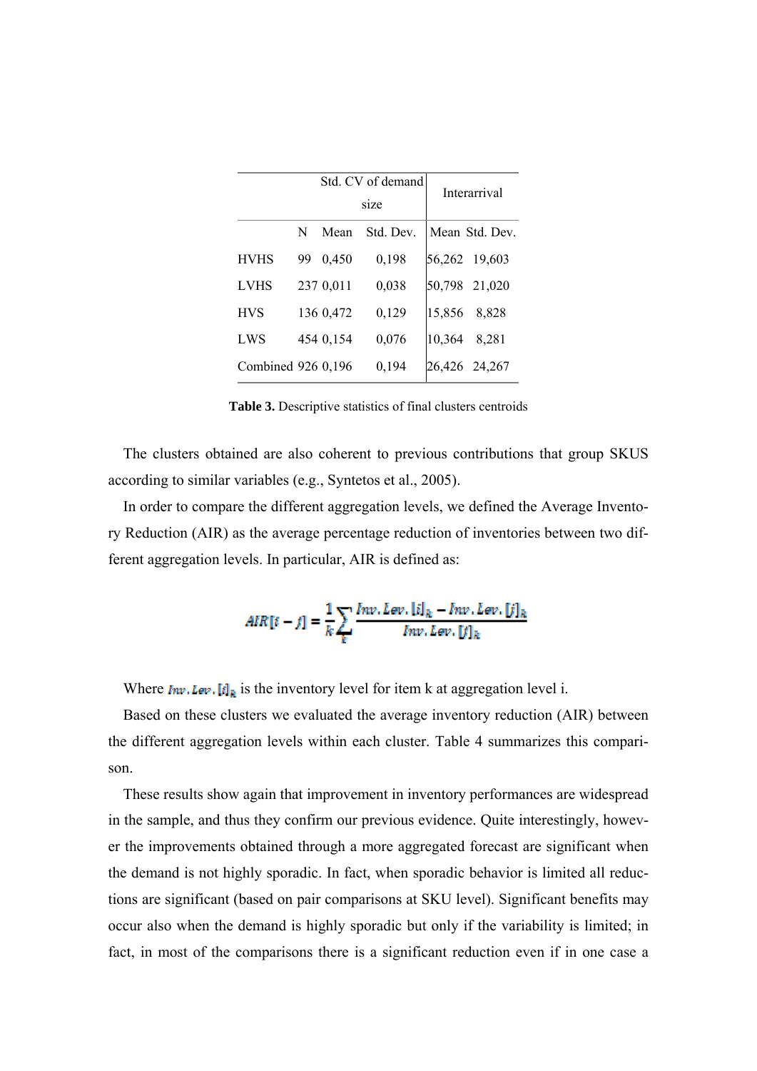| | | Std. CV of demand size | | Interarrival | |
|---|---|---|---|---|---|
| | N | Mean | Std. Dev. | Mean | Std. Dev. |
| HVHS | 99 | 0,450 | 0,198 | 56,262 | 19,603 |
| LVHS | 237 | 0,011 | 0,038 | 50,798 | 21,020 |
| HVS | 136 | 0,472 | 0,129 | 15,856 | 8,828 |
| LWS | 454 | 0,154 | 0,076 | 10,364 | 8,281 |
| Combined | 926 | 0,196 | 0,194 | 26,426 | 24,267 |

**Table 3.** Descriptive statistics of final clusters centroids

The clusters obtained are also coherent to previous contributions that group SKUS according to similar variables (e.g., Syntetos et al., 2005).

In order to compare the different aggregation levels, we defined the Average Inventory Reduction (AIR) as the average percentage reduction of inventories between two different aggregation levels. In particular, AIR is defined as:

$$AIR[i-j] = \frac{1}{k}\sum_{k}\frac{Inv.Lev.[i]_k - Inv.Lev.[j]_k}{Inv.Lev.[j]_k}$$

Where $Inv.Lev.[i]_k$ is the inventory level for item k at aggregation level i.

Based on these clusters we evaluated the average inventory reduction (AIR) between the different aggregation levels within each cluster. Table 4 summarizes this comparison.

These results show again that improvement in inventory performances are widespread in the sample, and thus they confirm our previous evidence. Quite interestingly, however the improvements obtained through a more aggregated forecast are significant when the demand is not highly sporadic. In fact, when sporadic behavior is limited all reductions are significant (based on pair comparisons at SKU level). Significant benefits may occur also when the demand is highly sporadic but only if the variability is limited; in fact, in most of the comparisons there is a significant reduction even if in one case a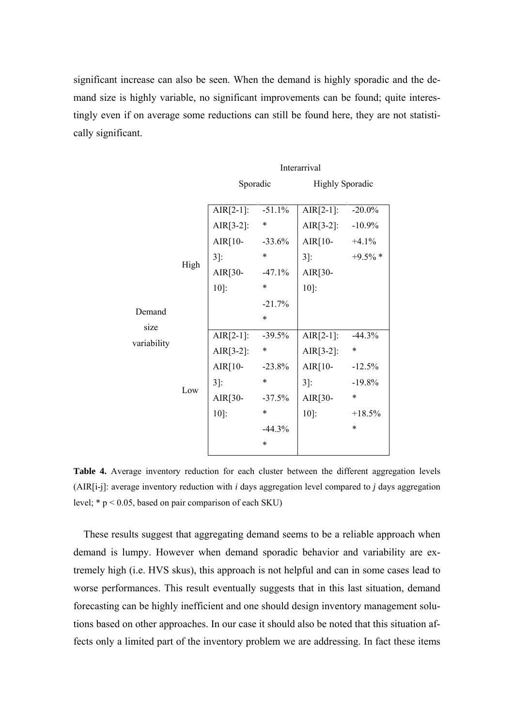significant increase can also be seen. When the demand is highly sporadic and the demand size is highly variable, no significant improvements can be found; quite interestingly even if on average some reductions can still be found here, they are not statistically significant.

| | | Interarrival | |
|---|---|---|---|
| | | Sporadic | Highly Sporadic |
| Demand size variability | High | AIR[2-1]: -51.1% *<br>AIR[3-2]: -33.6% *<br>AIR[10-3]: -47.1% *<br>AIR[30-10]: -21.7% * | AIR[2-1]: -20.0%<br>AIR[3-2]: -10.9%<br>AIR[10-3]: +4.1%<br>AIR[30-10]: +9.5% * |
| | Low | AIR[2-1]: -39.5% *<br>AIR[3-2]: -23.8% *<br>AIR[10-3]: -37.5% *<br>AIR[30-10]: -44.3% * | AIR[2-1]: -44.3% *<br>AIR[3-2]: -12.5%<br>AIR[10-3]: -19.8% *<br>AIR[30-10]: +18.5% * |

**Table 4.** Average inventory reduction for each cluster between the different aggregation levels (AIR[i-j]: average inventory reduction with *i* days aggregation level compared to *j* days aggregation level; * $p < 0.05$, based on pair comparison of each SKU)

These results suggest that aggregating demand seems to be a reliable approach when demand is lumpy. However when demand sporadic behavior and variability are extremely high (i.e. HVS skus), this approach is not helpful and can in some cases lead to worse performances. This result eventually suggests that in this last situation, demand forecasting can be highly inefficient and one should design inventory management solutions based on other approaches. In our case it should also be noted that this situation affects only a limited part of the inventory problem we are addressing. In fact these items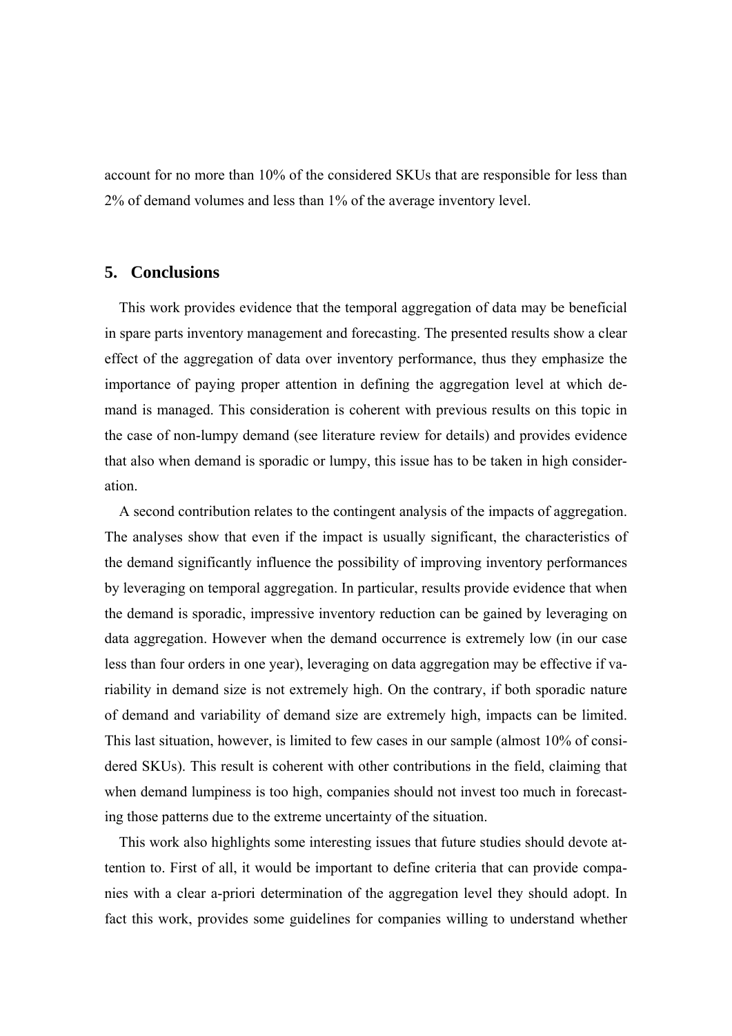account for no more than 10% of the considered SKUs that are responsible for less than 2% of demand volumes and less than 1% of the average inventory level.

## 5. Conclusions

This work provides evidence that the temporal aggregation of data may be beneficial in spare parts inventory management and forecasting. The presented results show a clear effect of the aggregation of data over inventory performance, thus they emphasize the importance of paying proper attention in defining the aggregation level at which demand is managed. This consideration is coherent with previous results on this topic in the case of non-lumpy demand (see literature review for details) and provides evidence that also when demand is sporadic or lumpy, this issue has to be taken in high consideration.

A second contribution relates to the contingent analysis of the impacts of aggregation. The analyses show that even if the impact is usually significant, the characteristics of the demand significantly influence the possibility of improving inventory performances by leveraging on temporal aggregation. In particular, results provide evidence that when the demand is sporadic, impressive inventory reduction can be gained by leveraging on data aggregation. However when the demand occurrence is extremely low (in our case less than four orders in one year), leveraging on data aggregation may be effective if variability in demand size is not extremely high. On the contrary, if both sporadic nature of demand and variability of demand size are extremely high, impacts can be limited. This last situation, however, is limited to few cases in our sample (almost 10% of considered SKUs). This result is coherent with other contributions in the field, claiming that when demand lumpiness is too high, companies should not invest too much in forecasting those patterns due to the extreme uncertainty of the situation.

This work also highlights some interesting issues that future studies should devote attention to. First of all, it would be important to define criteria that can provide companies with a clear a-priori determination of the aggregation level they should adopt. In fact this work, provides some guidelines for companies willing to understand whether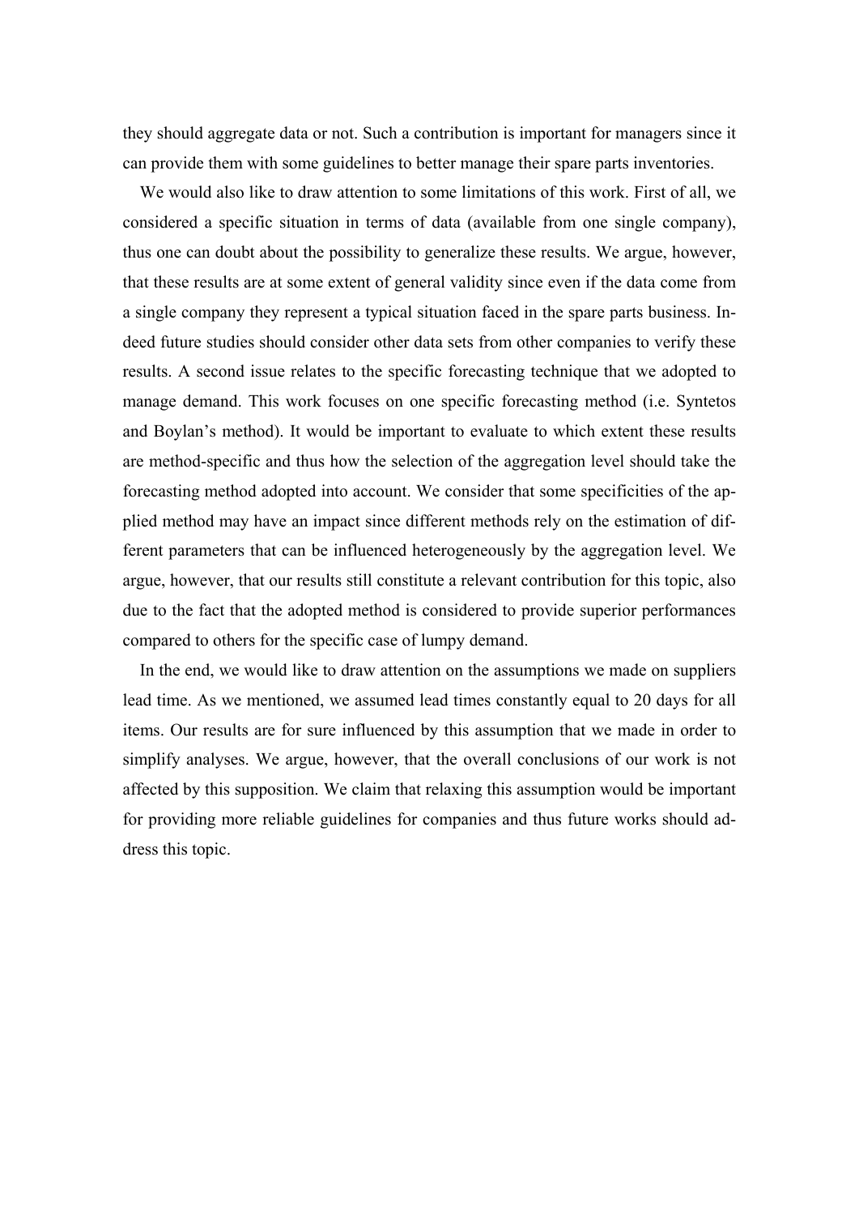they should aggregate data or not. Such a contribution is important for managers since it can provide them with some guidelines to better manage their spare parts inventories.

We would also like to draw attention to some limitations of this work. First of all, we considered a specific situation in terms of data (available from one single company), thus one can doubt about the possibility to generalize these results. We argue, however, that these results are at some extent of general validity since even if the data come from a single company they represent a typical situation faced in the spare parts business. Indeed future studies should consider other data sets from other companies to verify these results. A second issue relates to the specific forecasting technique that we adopted to manage demand. This work focuses on one specific forecasting method (i.e. Syntetos and Boylan's method). It would be important to evaluate to which extent these results are method-specific and thus how the selection of the aggregation level should take the forecasting method adopted into account. We consider that some specificities of the applied method may have an impact since different methods rely on the estimation of different parameters that can be influenced heterogeneously by the aggregation level. We argue, however, that our results still constitute a relevant contribution for this topic, also due to the fact that the adopted method is considered to provide superior performances compared to others for the specific case of lumpy demand.

In the end, we would like to draw attention on the assumptions we made on suppliers lead time. As we mentioned, we assumed lead times constantly equal to 20 days for all items. Our results are for sure influenced by this assumption that we made in order to simplify analyses. We argue, however, that the overall conclusions of our work is not affected by this supposition. We claim that relaxing this assumption would be important for providing more reliable guidelines for companies and thus future works should address this topic.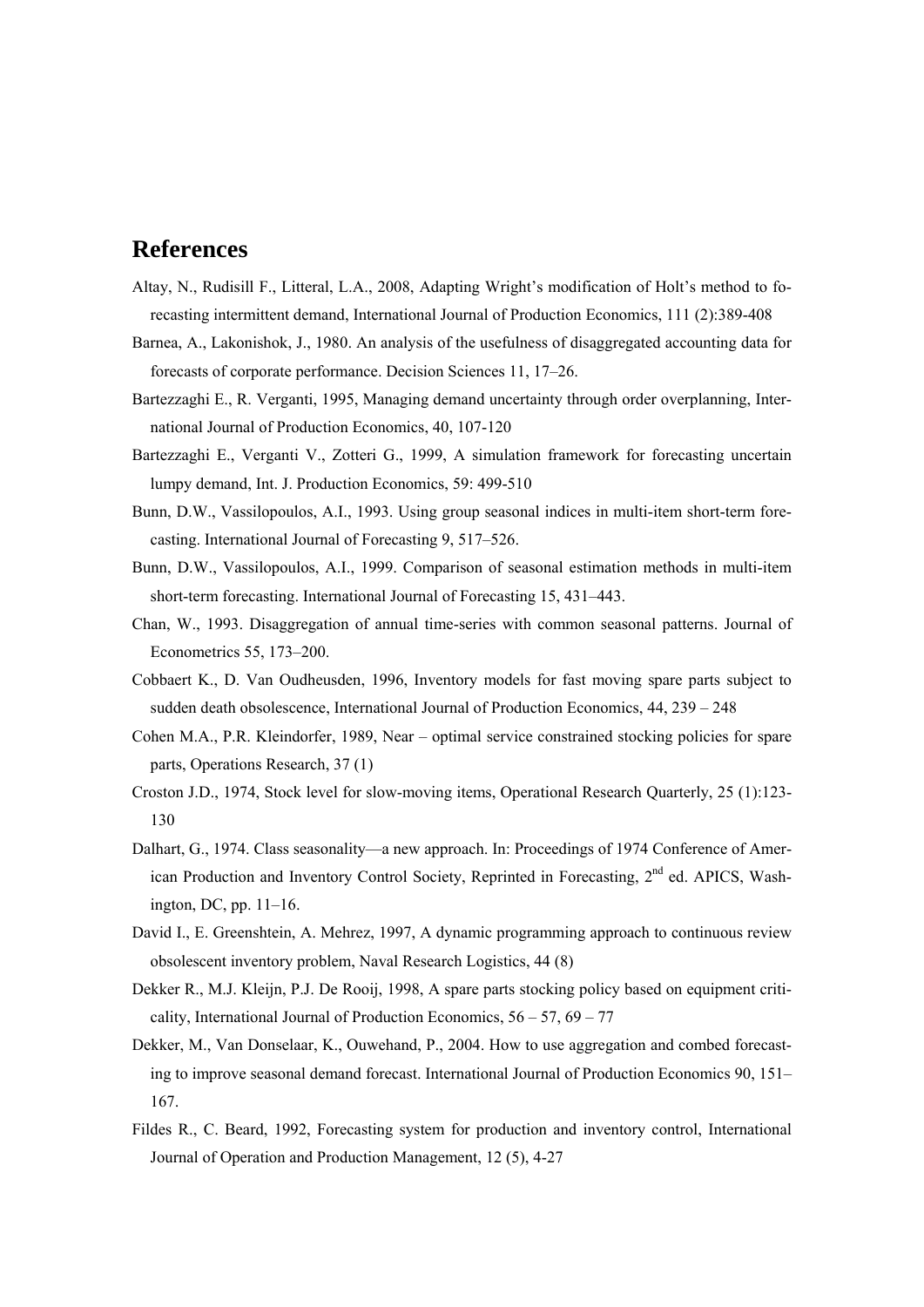# References

Altay, N., Rudisill F., Litteral, L.A., 2008, Adapting Wright's modification of Holt's method to forecasting intermittent demand, International Journal of Production Economics, 111 (2):389-408

Barnea, A., Lakonishok, J., 1980. An analysis of the usefulness of disaggregated accounting data for forecasts of corporate performance. Decision Sciences 11, 17–26.

Bartezzaghi E., R. Verganti, 1995, Managing demand uncertainty through order overplanning, International Journal of Production Economics, 40, 107-120

Bartezzaghi E., Verganti V., Zotteri G., 1999, A simulation framework for forecasting uncertain lumpy demand, Int. J. Production Economics, 59: 499-510

Bunn, D.W., Vassilopoulos, A.I., 1993. Using group seasonal indices in multi-item short-term forecasting. International Journal of Forecasting 9, 517–526.

Bunn, D.W., Vassilopoulos, A.I., 1999. Comparison of seasonal estimation methods in multi-item short-term forecasting. International Journal of Forecasting 15, 431–443.

Chan, W., 1993. Disaggregation of annual time-series with common seasonal patterns. Journal of Econometrics 55, 173–200.

Cobbaert K., D. Van Oudheusden, 1996, Inventory models for fast moving spare parts subject to sudden death obsolescence, International Journal of Production Economics, 44, 239 – 248

Cohen M.A., P.R. Kleindorfer, 1989, Near – optimal service constrained stocking policies for spare parts, Operations Research, 37 (1)

Croston J.D., 1974, Stock level for slow-moving items, Operational Research Quarterly, 25 (1):123-130

Dalhart, G., 1974. Class seasonality—a new approach. In: Proceedings of 1974 Conference of American Production and Inventory Control Society, Reprinted in Forecasting, 2nd ed. APICS, Washington, DC, pp. 11–16.

David I., E. Greenshtein, A. Mehrez, 1997, A dynamic programming approach to continuous review obsolescent inventory problem, Naval Research Logistics, 44 (8)

Dekker R., M.J. Kleijn, P.J. De Rooij, 1998, A spare parts stocking policy based on equipment criticality, International Journal of Production Economics, 56 – 57, 69 – 77

Dekker, M., Van Donselaar, K., Ouwehand, P., 2004. How to use aggregation and combed forecasting to improve seasonal demand forecast. International Journal of Production Economics 90, 151–167.

Fildes R., C. Beard, 1992, Forecasting system for production and inventory control, International Journal of Operation and Production Management, 12 (5), 4-27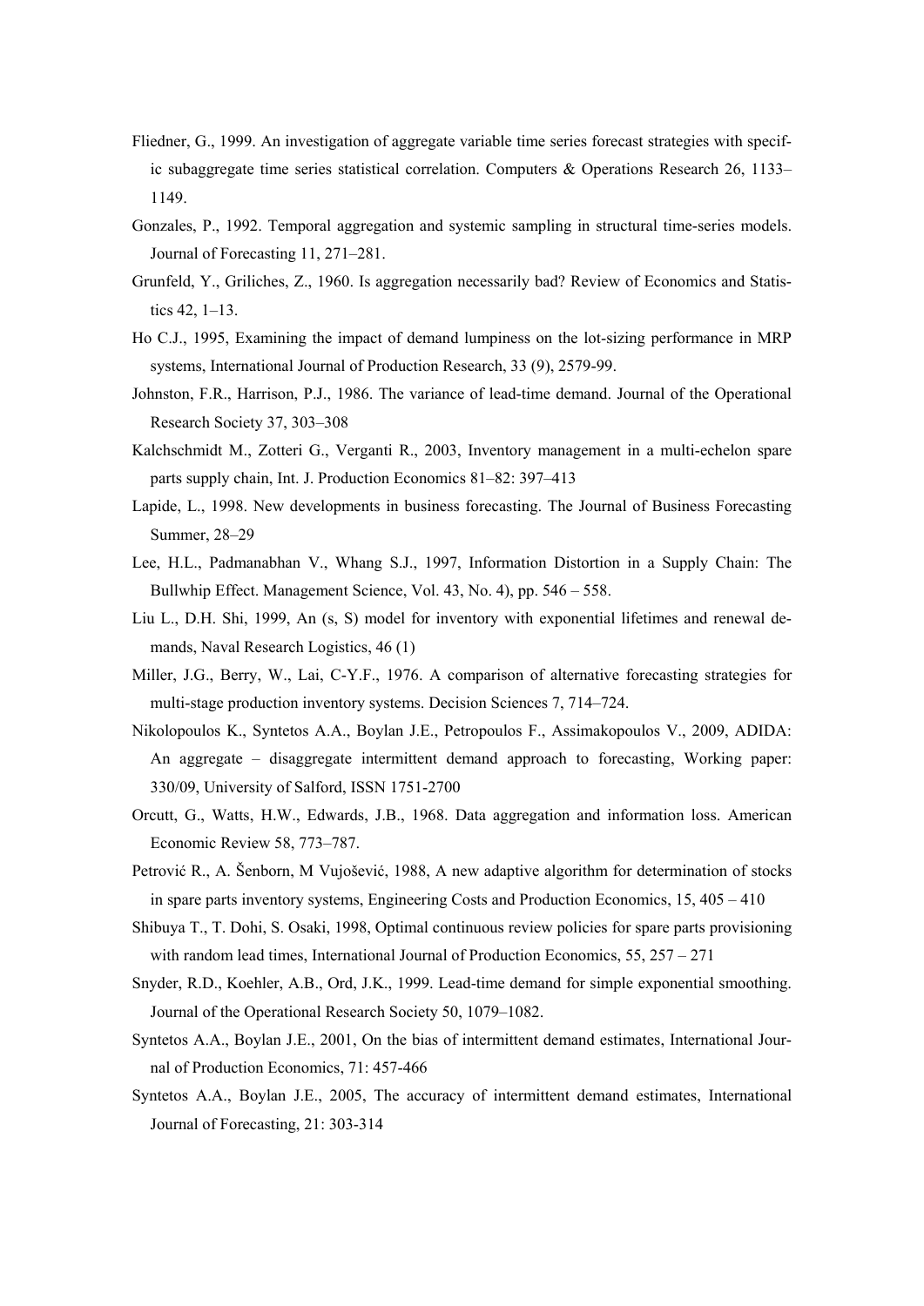Fliedner, G., 1999. An investigation of aggregate variable time series forecast strategies with specific subaggregate time series statistical correlation. Computers & Operations Research 26, 1133–1149.

Gonzales, P., 1992. Temporal aggregation and systemic sampling in structural time-series models. Journal of Forecasting 11, 271–281.

Grunfeld, Y., Griliches, Z., 1960. Is aggregation necessarily bad? Review of Economics and Statistics 42, 1–13.

Ho C.J., 1995, Examining the impact of demand lumpiness on the lot-sizing performance in MRP systems, International Journal of Production Research, 33 (9), 2579-99.

Johnston, F.R., Harrison, P.J., 1986. The variance of lead-time demand. Journal of the Operational Research Society 37, 303–308

Kalchschmidt M., Zotteri G., Verganti R., 2003, Inventory management in a multi-echelon spare parts supply chain, Int. J. Production Economics 81–82: 397–413

Lapide, L., 1998. New developments in business forecasting. The Journal of Business Forecasting Summer, 28–29

Lee, H.L., Padmanabhan V., Whang S.J., 1997, Information Distortion in a Supply Chain: The Bullwhip Effect. Management Science, Vol. 43, No. 4), pp. 546 – 558.

Liu L., D.H. Shi, 1999, An (s, S) model for inventory with exponential lifetimes and renewal demands, Naval Research Logistics, 46 (1)

Miller, J.G., Berry, W., Lai, C-Y.F., 1976. A comparison of alternative forecasting strategies for multi-stage production inventory systems. Decision Sciences 7, 714–724.

Nikolopoulos K., Syntetos A.A., Boylan J.E., Petropoulos F., Assimakopoulos V., 2009, ADIDA: An aggregate – disaggregate intermittent demand approach to forecasting, Working paper: 330/09, University of Salford, ISSN 1751-2700

Orcutt, G., Watts, H.W., Edwards, J.B., 1968. Data aggregation and information loss. American Economic Review 58, 773–787.

Petrović R., A. Šenborn, M Vujošević, 1988, A new adaptive algorithm for determination of stocks in spare parts inventory systems, Engineering Costs and Production Economics, 15, 405 – 410

Shibuya T., T. Dohi, S. Osaki, 1998, Optimal continuous review policies for spare parts provisioning with random lead times, International Journal of Production Economics, 55, 257 – 271

Snyder, R.D., Koehler, A.B., Ord, J.K., 1999. Lead-time demand for simple exponential smoothing. Journal of the Operational Research Society 50, 1079–1082.

Syntetos A.A., Boylan J.E., 2001, On the bias of intermittent demand estimates, International Journal of Production Economics, 71: 457-466

Syntetos A.A., Boylan J.E., 2005, The accuracy of intermittent demand estimates, International Journal of Forecasting, 21: 303-314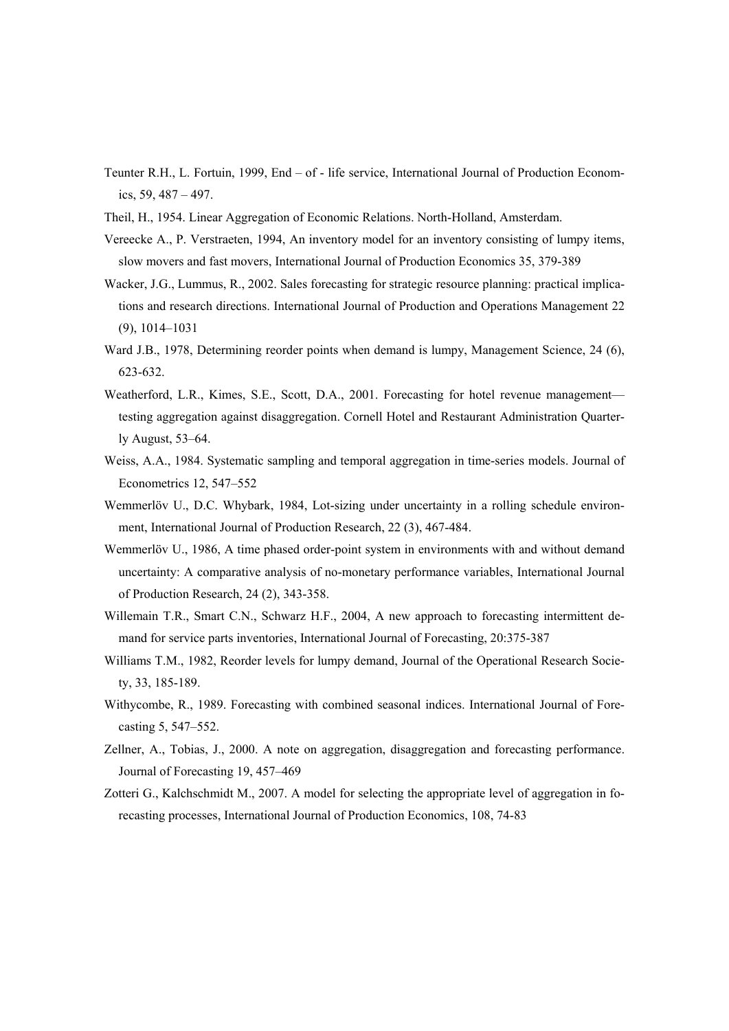Teunter R.H., L. Fortuin, 1999, End – of - life service, International Journal of Production Economics, 59, 487 – 497.

Theil, H., 1954. Linear Aggregation of Economic Relations. North-Holland, Amsterdam.

Vereecke A., P. Verstraeten, 1994, An inventory model for an inventory consisting of lumpy items, slow movers and fast movers, International Journal of Production Economics 35, 379-389

Wacker, J.G., Lummus, R., 2002. Sales forecasting for strategic resource planning: practical implications and research directions. International Journal of Production and Operations Management 22 (9), 1014–1031

Ward J.B., 1978, Determining reorder points when demand is lumpy, Management Science, 24 (6), 623-632.

Weatherford, L.R., Kimes, S.E., Scott, D.A., 2001. Forecasting for hotel revenue management—testing aggregation against disaggregation. Cornell Hotel and Restaurant Administration Quarterly August, 53–64.

Weiss, A.A., 1984. Systematic sampling and temporal aggregation in time-series models. Journal of Econometrics 12, 547–552

Wemmerlöv U., D.C. Whybark, 1984, Lot-sizing under uncertainty in a rolling schedule environment, International Journal of Production Research, 22 (3), 467-484.

Wemmerlöv U., 1986, A time phased order-point system in environments with and without demand uncertainty: A comparative analysis of no-monetary performance variables, International Journal of Production Research, 24 (2), 343-358.

Willemain T.R., Smart C.N., Schwarz H.F., 2004, A new approach to forecasting intermittent demand for service parts inventories, International Journal of Forecasting, 20:375-387

Williams T.M., 1982, Reorder levels for lumpy demand, Journal of the Operational Research Society, 33, 185-189.

Withycombe, R., 1989. Forecasting with combined seasonal indices. International Journal of Forecasting 5, 547–552.

Zellner, A., Tobias, J., 2000. A note on aggregation, disaggregation and forecasting performance. Journal of Forecasting 19, 457–469

Zotteri G., Kalchschmidt M., 2007. A model for selecting the appropriate level of aggregation in forecasting processes, International Journal of Production Economics, 108, 74-83